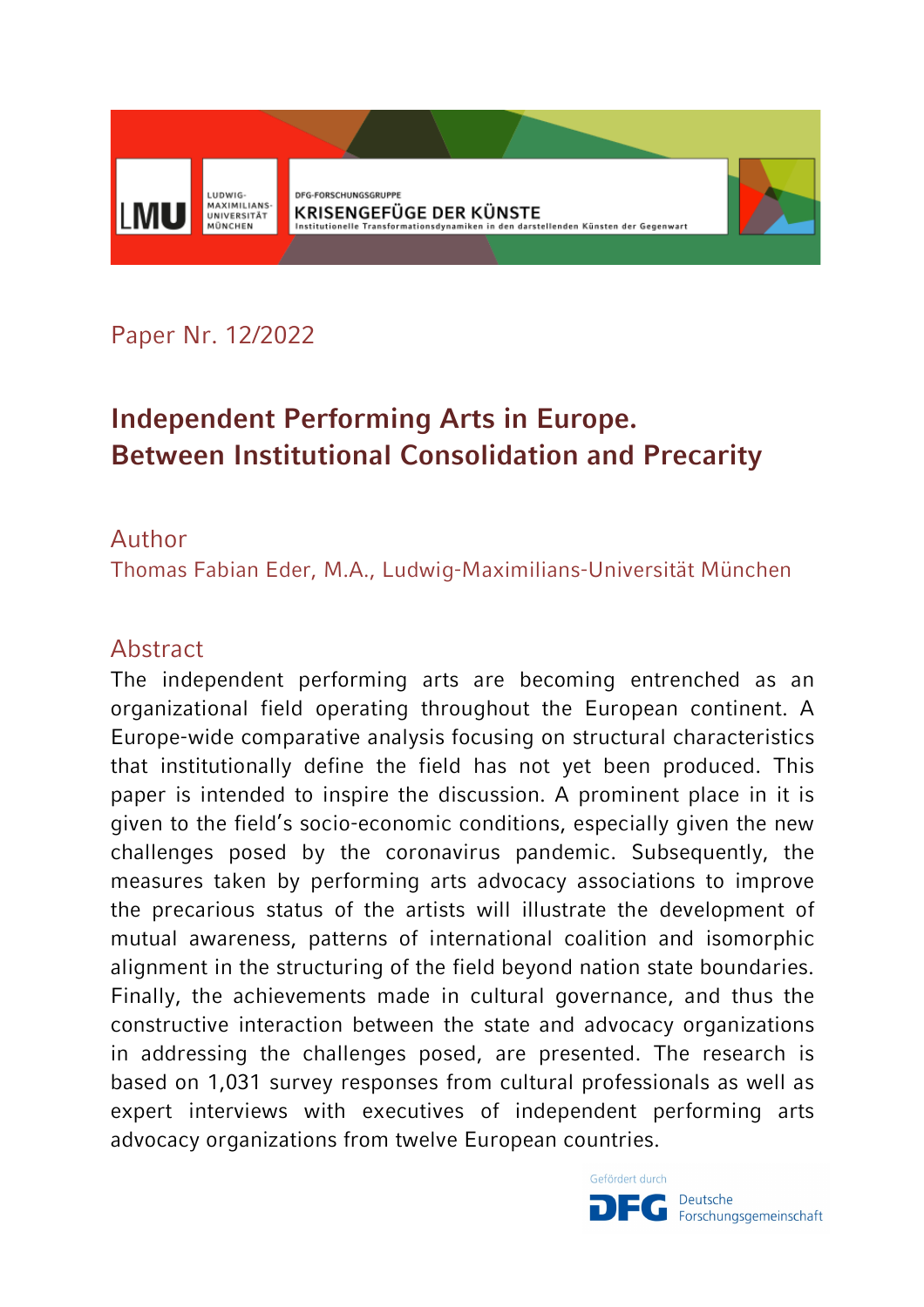LMU LUDWIG-MAXIMILIANS-UNIVERSITÄT MÜNCHEN

DFG-FORSCHUNGSGRUPPE
KRISENGEFÜGE DER KÜNSTE
Institutionelle Transformationsdynamiken in den darstellenden Künsten der Gegenwart

Paper Nr. 12/2022

# Independent Performing Arts in Europe. Between Institutional Consolidation and Precarity

## Author

Thomas Fabian Eder, M.A., Ludwig-Maximilians-Universität München

## Abstract

The independent performing arts are becoming entrenched as an organizational field operating throughout the European continent. A Europe-wide comparative analysis focusing on structural characteristics that institutionally define the field has not yet been produced. This paper is intended to inspire the discussion. A prominent place in it is given to the field's socio-economic conditions, especially given the new challenges posed by the coronavirus pandemic. Subsequently, the measures taken by performing arts advocacy associations to improve the precarious status of the artists will illustrate the development of mutual awareness, patterns of international coalition and isomorphic alignment in the structuring of the field beyond nation state boundaries. Finally, the achievements made in cultural governance, and thus the constructive interaction between the state and advocacy organizations in addressing the challenges posed, are presented. The research is based on 1,031 survey responses from cultural professionals as well as expert interviews with executives of independent performing arts advocacy organizations from twelve European countries.

Gefördert durch DFG Deutsche Forschungsgemeinschaft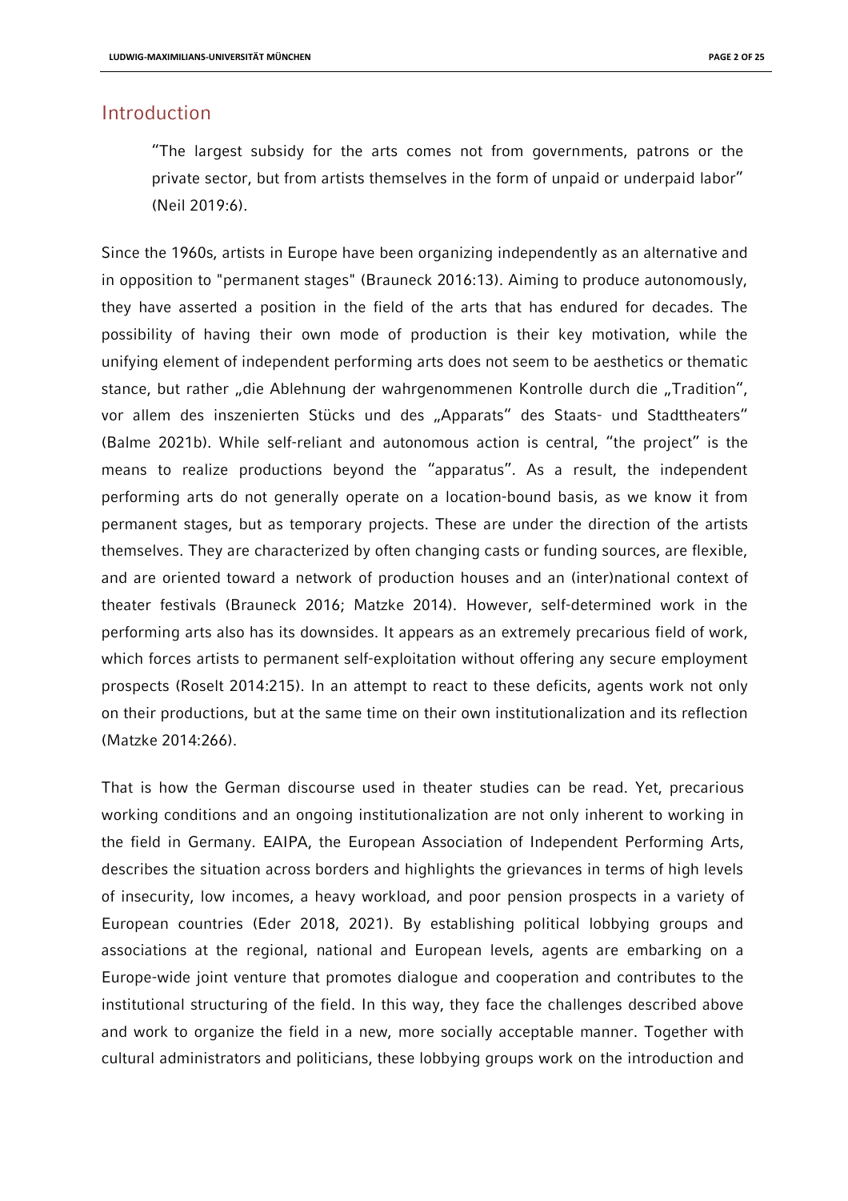## Introduction

> "The largest subsidy for the arts comes not from governments, patrons or the private sector, but from artists themselves in the form of unpaid or underpaid labor" (Neil 2019:6).

Since the 1960s, artists in Europe have been organizing independently as an alternative and in opposition to "permanent stages" (Brauneck 2016:13). Aiming to produce autonomously, they have asserted a position in the field of the arts that has endured for decades. The possibility of having their own mode of production is their key motivation, while the unifying element of independent performing arts does not seem to be aesthetics or thematic stance, but rather „die Ablehnung der wahrgenommenen Kontrolle durch die „Tradition", vor allem des inszenierten Stücks und des „Apparats" des Staats- und Stadttheaters" (Balme 2021b). While self-reliant and autonomous action is central, "the project" is the means to realize productions beyond the "apparatus". As a result, the independent performing arts do not generally operate on a location-bound basis, as we know it from permanent stages, but as temporary projects. These are under the direction of the artists themselves. They are characterized by often changing casts or funding sources, are flexible, and are oriented toward a network of production houses and an (inter)national context of theater festivals (Brauneck 2016; Matzke 2014). However, self-determined work in the performing arts also has its downsides. It appears as an extremely precarious field of work, which forces artists to permanent self-exploitation without offering any secure employment prospects (Roselt 2014:215). In an attempt to react to these deficits, agents work not only on their productions, but at the same time on their own institutionalization and its reflection (Matzke 2014:266).

That is how the German discourse used in theater studies can be read. Yet, precarious working conditions and an ongoing institutionalization are not only inherent to working in the field in Germany. EAIPA, the European Association of Independent Performing Arts, describes the situation across borders and highlights the grievances in terms of high levels of insecurity, low incomes, a heavy workload, and poor pension prospects in a variety of European countries (Eder 2018, 2021). By establishing political lobbying groups and associations at the regional, national and European levels, agents are embarking on a Europe-wide joint venture that promotes dialogue and cooperation and contributes to the institutional structuring of the field. In this way, they face the challenges described above and work to organize the field in a new, more socially acceptable manner. Together with cultural administrators and politicians, these lobbying groups work on the introduction and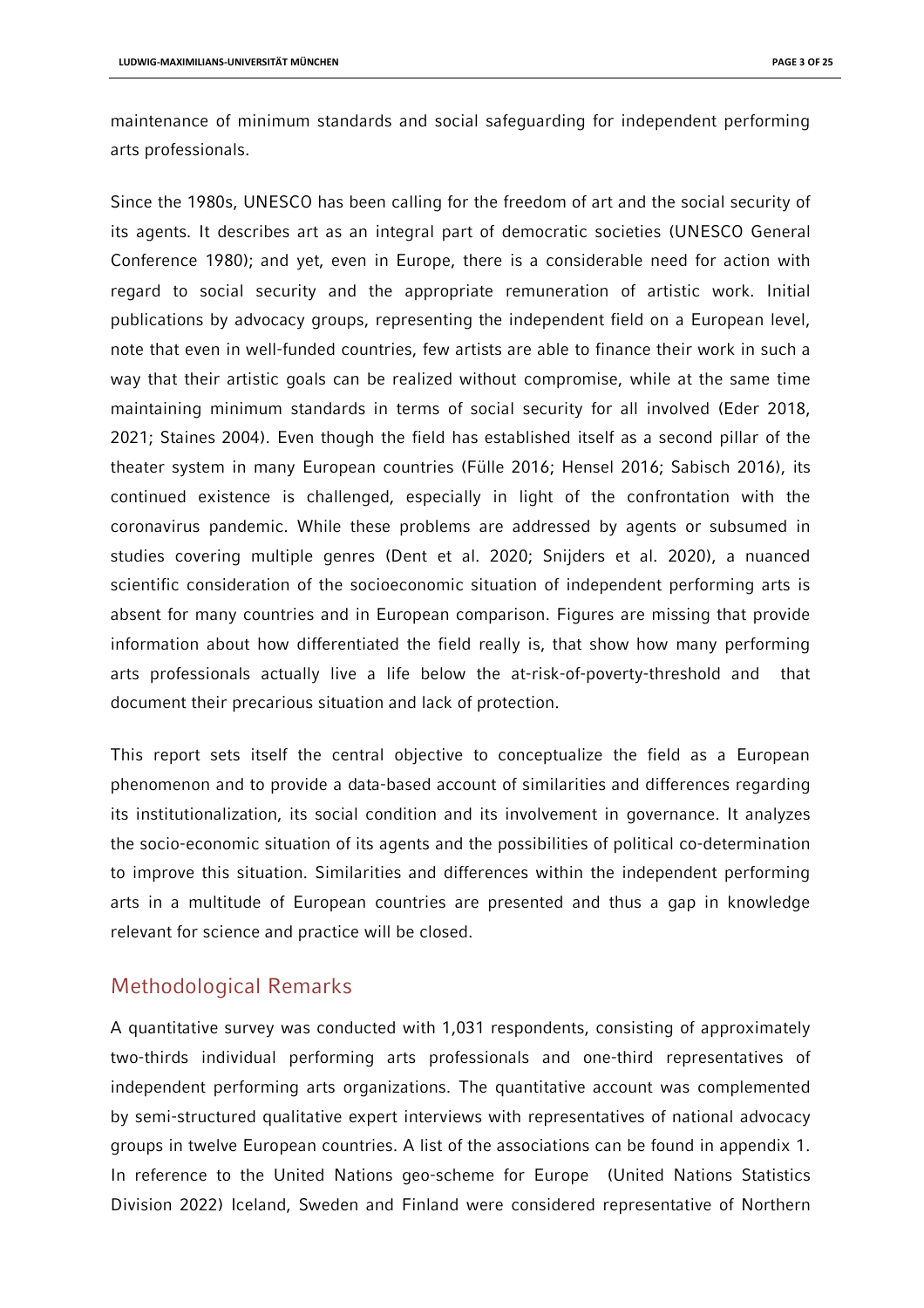maintenance of minimum standards and social safeguarding for independent performing arts professionals.

Since the 1980s, UNESCO has been calling for the freedom of art and the social security of its agents. It describes art as an integral part of democratic societies (UNESCO General Conference 1980); and yet, even in Europe, there is a considerable need for action with regard to social security and the appropriate remuneration of artistic work. Initial publications by advocacy groups, representing the independent field on a European level, note that even in well-funded countries, few artists are able to finance their work in such a way that their artistic goals can be realized without compromise, while at the same time maintaining minimum standards in terms of social security for all involved (Eder 2018, 2021; Staines 2004). Even though the field has established itself as a second pillar of the theater system in many European countries (Fülle 2016; Hensel 2016; Sabisch 2016), its continued existence is challenged, especially in light of the confrontation with the coronavirus pandemic. While these problems are addressed by agents or subsumed in studies covering multiple genres (Dent et al. 2020; Snijders et al. 2020), a nuanced scientific consideration of the socioeconomic situation of independent performing arts is absent for many countries and in European comparison. Figures are missing that provide information about how differentiated the field really is, that show how many performing arts professionals actually live a life below the at-risk-of-poverty-threshold and that document their precarious situation and lack of protection.

This report sets itself the central objective to conceptualize the field as a European phenomenon and to provide a data-based account of similarities and differences regarding its institutionalization, its social condition and its involvement in governance. It analyzes the socio-economic situation of its agents and the possibilities of political co-determination to improve this situation. Similarities and differences within the independent performing arts in a multitude of European countries are presented and thus a gap in knowledge relevant for science and practice will be closed.

## Methodological Remarks

A quantitative survey was conducted with 1,031 respondents, consisting of approximately two-thirds individual performing arts professionals and one-third representatives of independent performing arts organizations. The quantitative account was complemented by semi-structured qualitative expert interviews with representatives of national advocacy groups in twelve European countries. A list of the associations can be found in appendix 1. In reference to the United Nations geo-scheme for Europe (United Nations Statistics Division 2022) Iceland, Sweden and Finland were considered representative of Northern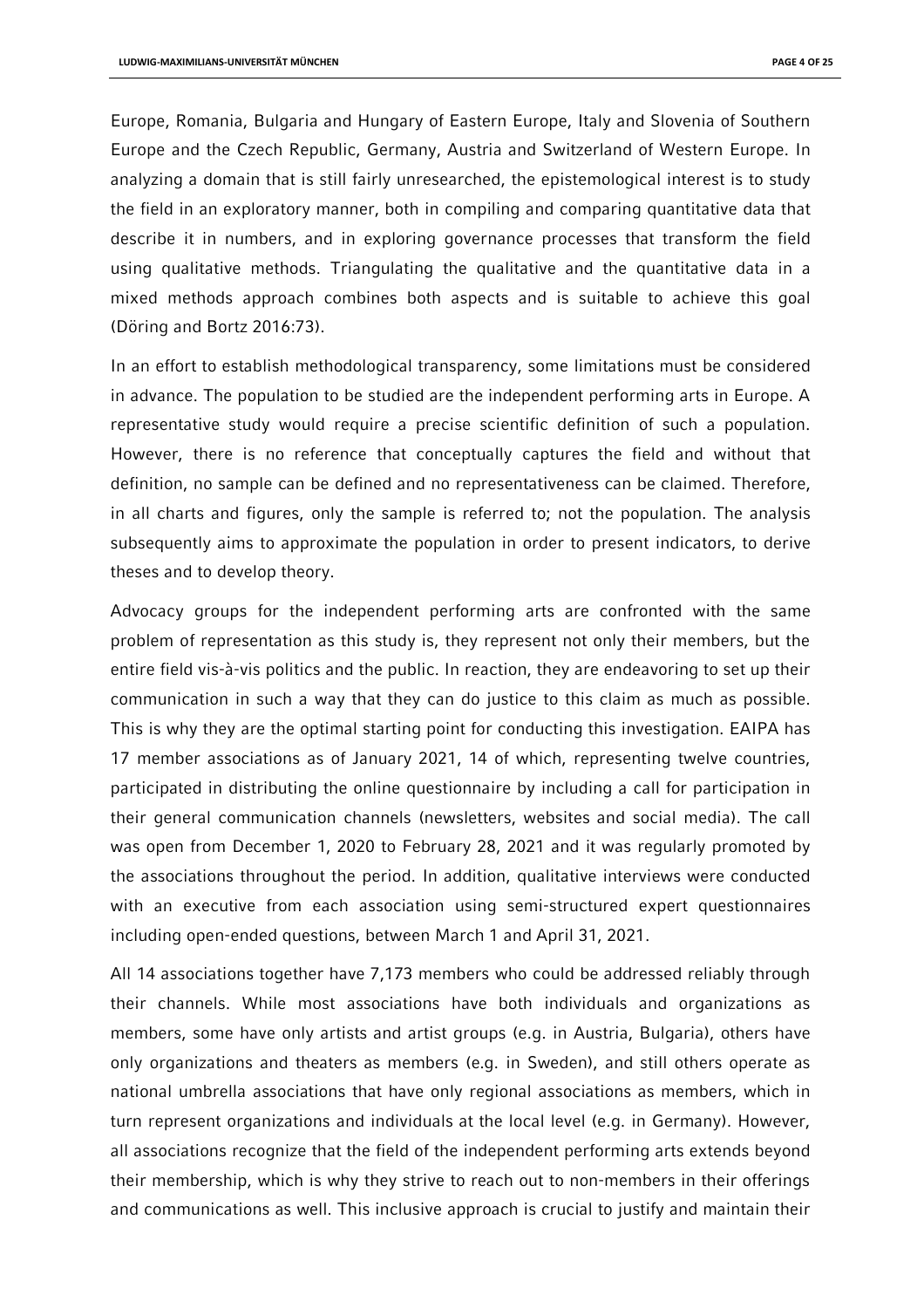Europe, Romania, Bulgaria and Hungary of Eastern Europe, Italy and Slovenia of Southern Europe and the Czech Republic, Germany, Austria and Switzerland of Western Europe. In analyzing a domain that is still fairly unresearched, the epistemological interest is to study the field in an exploratory manner, both in compiling and comparing quantitative data that describe it in numbers, and in exploring governance processes that transform the field using qualitative methods. Triangulating the qualitative and the quantitative data in a mixed methods approach combines both aspects and is suitable to achieve this goal (Döring and Bortz 2016:73).

In an effort to establish methodological transparency, some limitations must be considered in advance. The population to be studied are the independent performing arts in Europe. A representative study would require a precise scientific definition of such a population. However, there is no reference that conceptually captures the field and without that definition, no sample can be defined and no representativeness can be claimed. Therefore, in all charts and figures, only the sample is referred to; not the population. The analysis subsequently aims to approximate the population in order to present indicators, to derive theses and to develop theory.

Advocacy groups for the independent performing arts are confronted with the same problem of representation as this study is, they represent not only their members, but the entire field vis-à-vis politics and the public. In reaction, they are endeavoring to set up their communication in such a way that they can do justice to this claim as much as possible. This is why they are the optimal starting point for conducting this investigation. EAIPA has 17 member associations as of January 2021, 14 of which, representing twelve countries, participated in distributing the online questionnaire by including a call for participation in their general communication channels (newsletters, websites and social media). The call was open from December 1, 2020 to February 28, 2021 and it was regularly promoted by the associations throughout the period. In addition, qualitative interviews were conducted with an executive from each association using semi-structured expert questionnaires including open-ended questions, between March 1 and April 31, 2021.

All 14 associations together have 7,173 members who could be addressed reliably through their channels. While most associations have both individuals and organizations as members, some have only artists and artist groups (e.g. in Austria, Bulgaria), others have only organizations and theaters as members (e.g. in Sweden), and still others operate as national umbrella associations that have only regional associations as members, which in turn represent organizations and individuals at the local level (e.g. in Germany). However, all associations recognize that the field of the independent performing arts extends beyond their membership, which is why they strive to reach out to non-members in their offerings and communications as well. This inclusive approach is crucial to justify and maintain their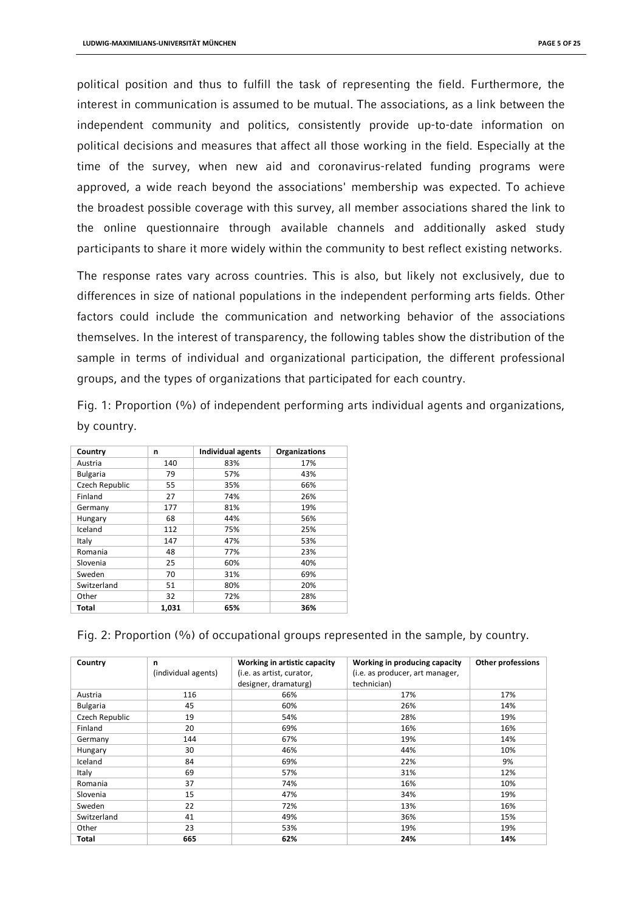political position and thus to fulfill the task of representing the field. Furthermore, the interest in communication is assumed to be mutual. The associations, as a link between the independent community and politics, consistently provide up-to-date information on political decisions and measures that affect all those working in the field. Especially at the time of the survey, when new aid and coronavirus-related funding programs were approved, a wide reach beyond the associations' membership was expected. To achieve the broadest possible coverage with this survey, all member associations shared the link to the online questionnaire through available channels and additionally asked study participants to share it more widely within the community to best reflect existing networks.

The response rates vary across countries. This is also, but likely not exclusively, due to differences in size of national populations in the independent performing arts fields. Other factors could include the communication and networking behavior of the associations themselves. In the interest of transparency, the following tables show the distribution of the sample in terms of individual and organizational participation, the different professional groups, and the types of organizations that participated for each country.

Fig. 1: Proportion (%) of independent performing arts individual agents and organizations, by country.

| Country | n | Individual agents | Organizations |
|---|---|---|---|
| Austria | 140 | 83% | 17% |
| Bulgaria | 79 | 57% | 43% |
| Czech Republic | 55 | 35% | 66% |
| Finland | 27 | 74% | 26% |
| Germany | 177 | 81% | 19% |
| Hungary | 68 | 44% | 56% |
| Iceland | 112 | 75% | 25% |
| Italy | 147 | 47% | 53% |
| Romania | 48 | 77% | 23% |
| Slovenia | 25 | 60% | 40% |
| Sweden | 70 | 31% | 69% |
| Switzerland | 51 | 80% | 20% |
| Other | 32 | 72% | 28% |
| **Total** | **1,031** | **65%** | **36%** |

Fig. 2: Proportion (%) of occupational groups represented in the sample, by country.

| Country | n (individual agents) | Working in artistic capacity (i.e. as artist, curator, designer, dramaturg) | Working in producing capacity (i.e. as producer, art manager, technician) | Other professions |
|---|---|---|---|---|
| Austria | 116 | 66% | 17% | 17% |
| Bulgaria | 45 | 60% | 26% | 14% |
| Czech Republic | 19 | 54% | 28% | 19% |
| Finland | 20 | 69% | 16% | 16% |
| Germany | 144 | 67% | 19% | 14% |
| Hungary | 30 | 46% | 44% | 10% |
| Iceland | 84 | 69% | 22% | 9% |
| Italy | 69 | 57% | 31% | 12% |
| Romania | 37 | 74% | 16% | 10% |
| Slovenia | 15 | 47% | 34% | 19% |
| Sweden | 22 | 72% | 13% | 16% |
| Switzerland | 41 | 49% | 36% | 15% |
| Other | 23 | 53% | 19% | 19% |
| **Total** | **665** | **62%** | **24%** | **14%** |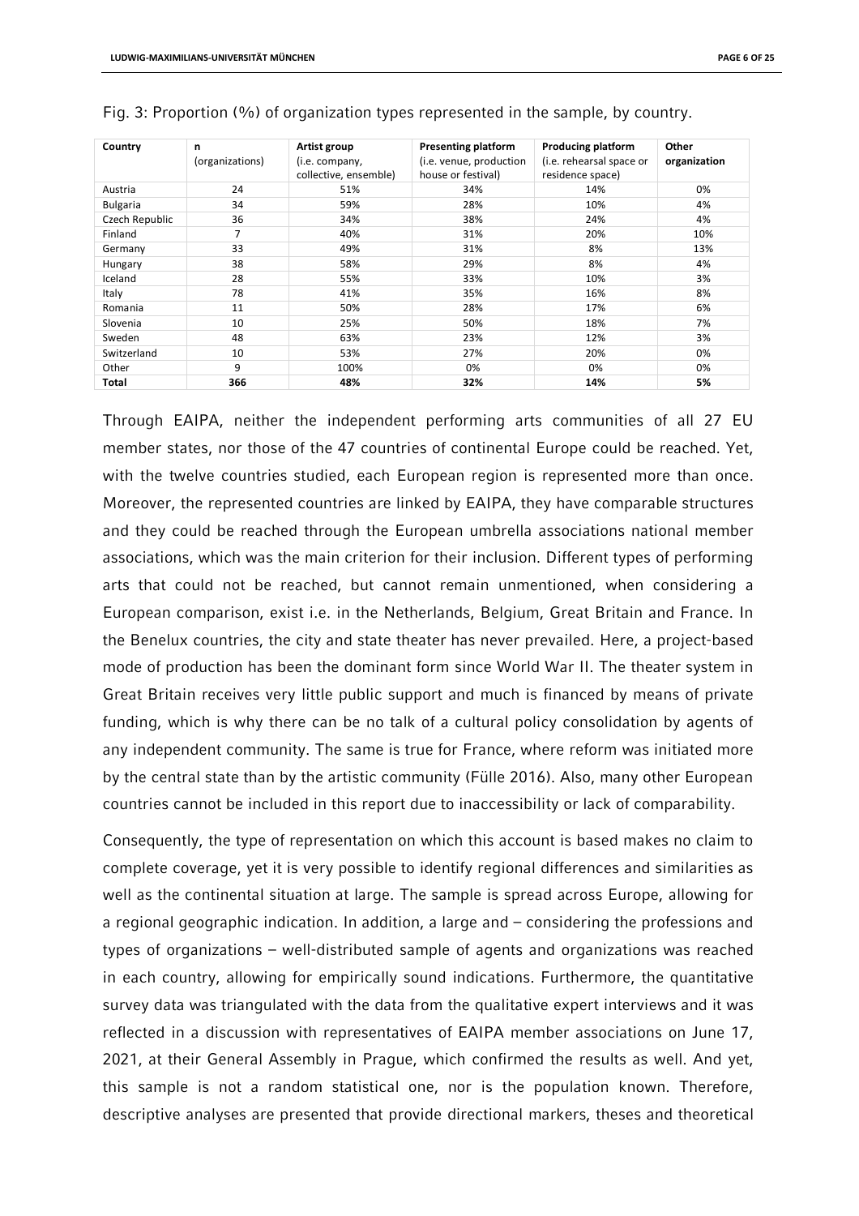Fig. 3: Proportion (%) of organization types represented in the sample, by country.

| Country | n (organizations) | Artist group (i.e. company, collective, ensemble) | Presenting platform (i.e. venue, production house or festival) | Producing platform (i.e. rehearsal space or residence space) | Other organization |
|---|---|---|---|---|---|
| Austria | 24 | 51% | 34% | 14% | 0% |
| Bulgaria | 34 | 59% | 28% | 10% | 4% |
| Czech Republic | 36 | 34% | 38% | 24% | 4% |
| Finland | 7 | 40% | 31% | 20% | 10% |
| Germany | 33 | 49% | 31% | 8% | 13% |
| Hungary | 38 | 58% | 29% | 8% | 4% |
| Iceland | 28 | 55% | 33% | 10% | 3% |
| Italy | 78 | 41% | 35% | 16% | 8% |
| Romania | 11 | 50% | 28% | 17% | 6% |
| Slovenia | 10 | 25% | 50% | 18% | 7% |
| Sweden | 48 | 63% | 23% | 12% | 3% |
| Switzerland | 10 | 53% | 27% | 20% | 0% |
| Other | 9 | 100% | 0% | 0% | 0% |
| **Total** | **366** | **48%** | **32%** | **14%** | **5%** |

Through EAIPA, neither the independent performing arts communities of all 27 EU member states, nor those of the 47 countries of continental Europe could be reached. Yet, with the twelve countries studied, each European region is represented more than once. Moreover, the represented countries are linked by EAIPA, they have comparable structures and they could be reached through the European umbrella associations national member associations, which was the main criterion for their inclusion. Different types of performing arts that could not be reached, but cannot remain unmentioned, when considering a European comparison, exist i.e. in the Netherlands, Belgium, Great Britain and France. In the Benelux countries, the city and state theater has never prevailed. Here, a project-based mode of production has been the dominant form since World War II. The theater system in Great Britain receives very little public support and much is financed by means of private funding, which is why there can be no talk of a cultural policy consolidation by agents of any independent community. The same is true for France, where reform was initiated more by the central state than by the artistic community (Fülle 2016). Also, many other European countries cannot be included in this report due to inaccessibility or lack of comparability.

Consequently, the type of representation on which this account is based makes no claim to complete coverage, yet it is very possible to identify regional differences and similarities as well as the continental situation at large. The sample is spread across Europe, allowing for a regional geographic indication. In addition, a large and – considering the professions and types of organizations – well-distributed sample of agents and organizations was reached in each country, allowing for empirically sound indications. Furthermore, the quantitative survey data was triangulated with the data from the qualitative expert interviews and it was reflected in a discussion with representatives of EAIPA member associations on June 17, 2021, at their General Assembly in Prague, which confirmed the results as well. And yet, this sample is not a random statistical one, nor is the population known. Therefore, descriptive analyses are presented that provide directional markers, theses and theoretical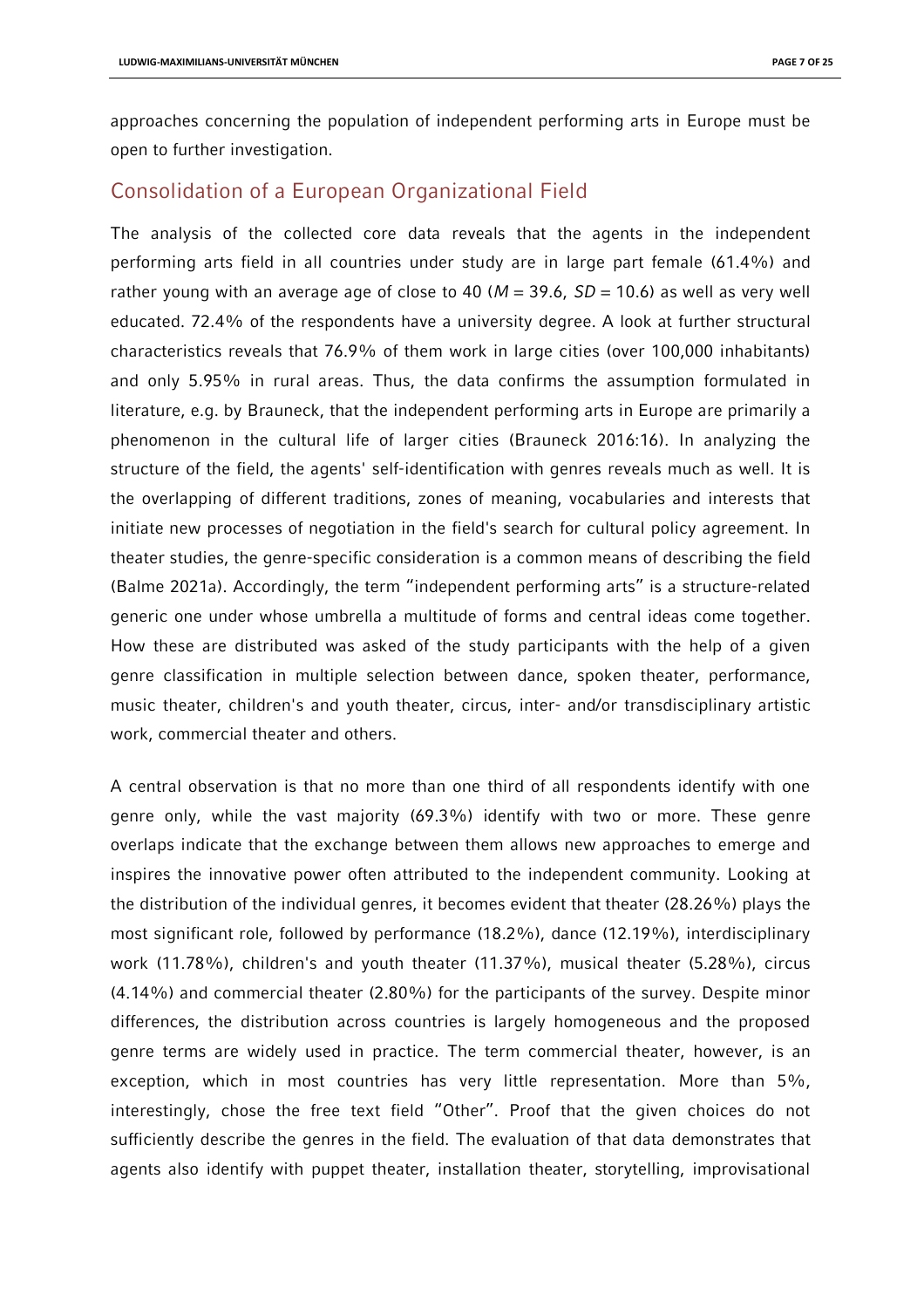approaches concerning the population of independent performing arts in Europe must be open to further investigation.

## Consolidation of a European Organizational Field

The analysis of the collected core data reveals that the agents in the independent performing arts field in all countries under study are in large part female (61.4%) and rather young with an average age of close to 40 ($M = 39.6$, $SD = 10.6$) as well as very well educated. 72.4% of the respondents have a university degree. A look at further structural characteristics reveals that 76.9% of them work in large cities (over 100,000 inhabitants) and only 5.95% in rural areas. Thus, the data confirms the assumption formulated in literature, e.g. by Brauneck, that the independent performing arts in Europe are primarily a phenomenon in the cultural life of larger cities (Brauneck 2016:16). In analyzing the structure of the field, the agents' self-identification with genres reveals much as well. It is the overlapping of different traditions, zones of meaning, vocabularies and interests that initiate new processes of negotiation in the field's search for cultural policy agreement. In theater studies, the genre-specific consideration is a common means of describing the field (Balme 2021a). Accordingly, the term "independent performing arts" is a structure-related generic one under whose umbrella a multitude of forms and central ideas come together. How these are distributed was asked of the study participants with the help of a given genre classification in multiple selection between dance, spoken theater, performance, music theater, children's and youth theater, circus, inter- and/or transdisciplinary artistic work, commercial theater and others.

A central observation is that no more than one third of all respondents identify with one genre only, while the vast majority (69.3%) identify with two or more. These genre overlaps indicate that the exchange between them allows new approaches to emerge and inspires the innovative power often attributed to the independent community. Looking at the distribution of the individual genres, it becomes evident that theater (28.26%) plays the most significant role, followed by performance (18.2%), dance (12.19%), interdisciplinary work (11.78%), children's and youth theater (11.37%), musical theater (5.28%), circus (4.14%) and commercial theater (2.80%) for the participants of the survey. Despite minor differences, the distribution across countries is largely homogeneous and the proposed genre terms are widely used in practice. The term commercial theater, however, is an exception, which in most countries has very little representation. More than 5%, interestingly, chose the free text field "Other". Proof that the given choices do not sufficiently describe the genres in the field. The evaluation of that data demonstrates that agents also identify with puppet theater, installation theater, storytelling, improvisational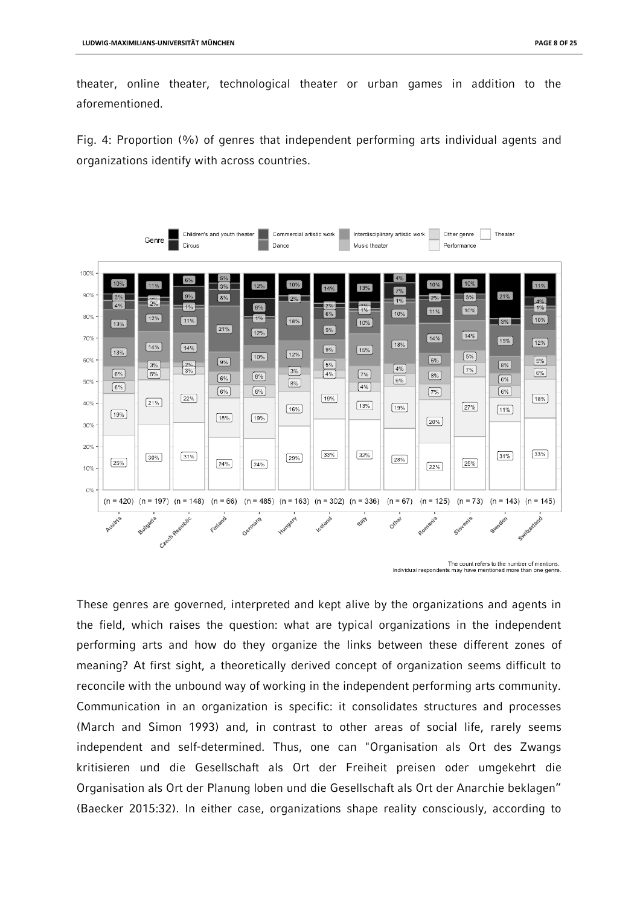theater, online theater, technological theater or urban games in addition to the aforementioned.

Fig. 4: Proportion (%) of genres that independent performing arts individual agents and organizations identify with across countries.

Genre
Children's and youth theater
Circus
Commercial artistic work
Dance
Interdisciplinary artistic work
Music theater
Other genre
Performance
Theater

100%
90%
80%
70%
60%
50%
40%
30%
20%
10%
0%

(n = 420) (n = 197) (n = 148) (n = 66) (n = 485) (n = 163) (n = 302) (n = 336) (n = 67) (n = 125) (n = 73) (n = 143) (n = 145)

Austria
Bulgaria
Czech Republic
Finland
Germany
Hungary
Iceland
Italy
Other
Romania
Slovenia
Sweden
Switzerland

The count refers to the number of mentions.
Individual respondents may have mentioned more than one genre.

These genres are governed, interpreted and kept alive by the organizations and agents in the field, which raises the question: what are typical organizations in the independent performing arts and how do they organize the links between these different zones of meaning? At first sight, a theoretically derived concept of organization seems difficult to reconcile with the unbound way of working in the independent performing arts community. Communication in an organization is specific: it consolidates structures and processes (March and Simon 1993) and, in contrast to other areas of social life, rarely seems independent and self-determined. Thus, one can "Organisation als Ort des Zwangs kritisieren und die Gesellschaft als Ort der Freiheit preisen oder umgekehrt die Organisation als Ort der Planung loben und die Gesellschaft als Ort der Anarchie beklagen" (Baecker 2015:32). In either case, organizations shape reality consciously, according to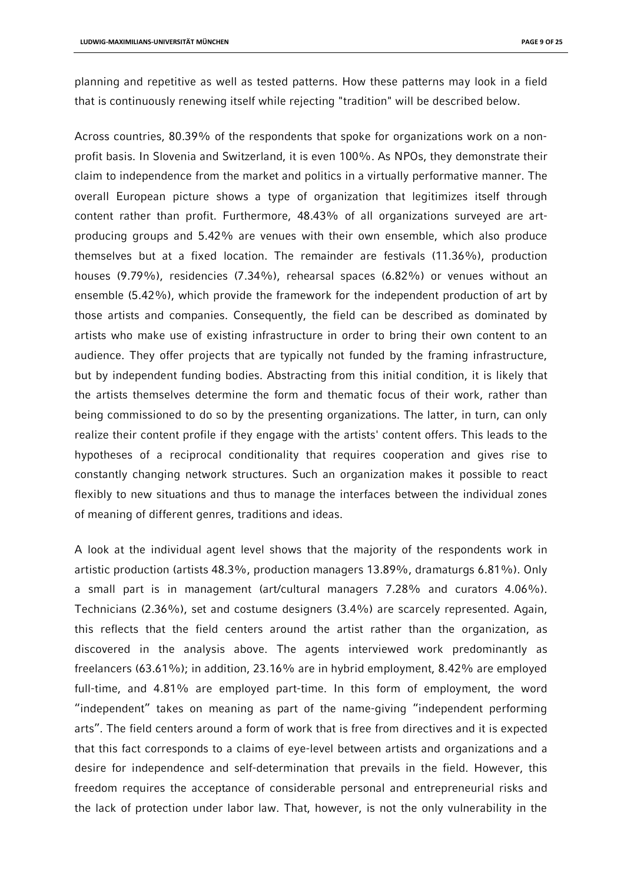planning and repetitive as well as tested patterns. How these patterns may look in a field that is continuously renewing itself while rejecting "tradition" will be described below.

Across countries, 80.39% of the respondents that spoke for organizations work on a non-profit basis. In Slovenia and Switzerland, it is even 100%. As NPOs, they demonstrate their claim to independence from the market and politics in a virtually performative manner. The overall European picture shows a type of organization that legitimizes itself through content rather than profit. Furthermore, 48.43% of all organizations surveyed are art-producing groups and 5.42% are venues with their own ensemble, which also produce themselves but at a fixed location. The remainder are festivals (11.36%), production houses (9.79%), residencies (7.34%), rehearsal spaces (6.82%) or venues without an ensemble (5.42%), which provide the framework for the independent production of art by those artists and companies. Consequently, the field can be described as dominated by artists who make use of existing infrastructure in order to bring their own content to an audience. They offer projects that are typically not funded by the framing infrastructure, but by independent funding bodies. Abstracting from this initial condition, it is likely that the artists themselves determine the form and thematic focus of their work, rather than being commissioned to do so by the presenting organizations. The latter, in turn, can only realize their content profile if they engage with the artists' content offers. This leads to the hypotheses of a reciprocal conditionality that requires cooperation and gives rise to constantly changing network structures. Such an organization makes it possible to react flexibly to new situations and thus to manage the interfaces between the individual zones of meaning of different genres, traditions and ideas.

A look at the individual agent level shows that the majority of the respondents work in artistic production (artists 48.3%, production managers 13.89%, dramaturgs 6.81%). Only a small part is in management (art/cultural managers 7.28% and curators 4.06%). Technicians (2.36%), set and costume designers (3.4%) are scarcely represented. Again, this reflects that the field centers around the artist rather than the organization, as discovered in the analysis above. The agents interviewed work predominantly as freelancers (63.61%); in addition, 23.16% are in hybrid employment, 8.42% are employed full-time, and 4.81% are employed part-time. In this form of employment, the word "independent" takes on meaning as part of the name-giving "independent performing arts". The field centers around a form of work that is free from directives and it is expected that this fact corresponds to a claims of eye-level between artists and organizations and a desire for independence and self-determination that prevails in the field. However, this freedom requires the acceptance of considerable personal and entrepreneurial risks and the lack of protection under labor law. That, however, is not the only vulnerability in the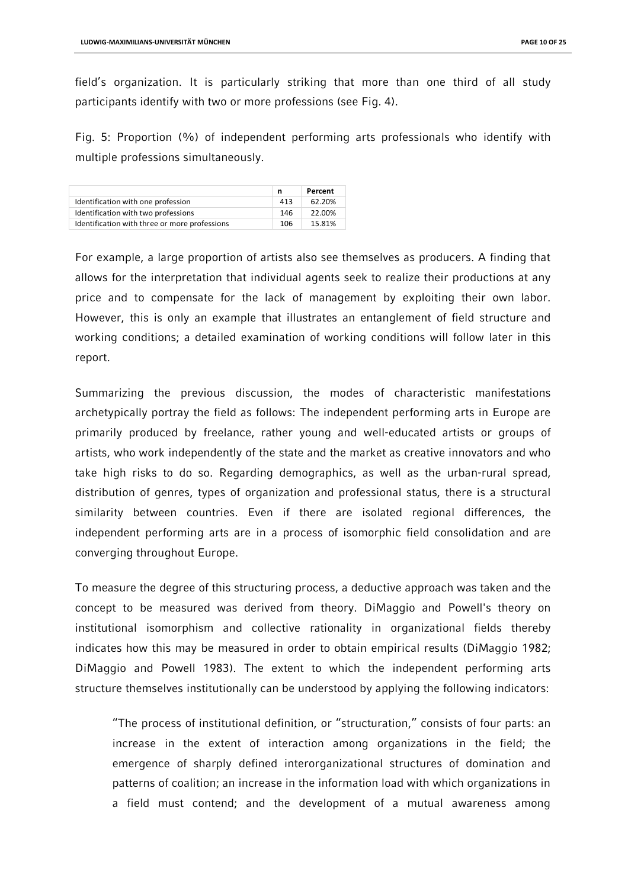field's organization. It is particularly striking that more than one third of all study participants identify with two or more professions (see Fig. 4).

Fig. 5: Proportion (%) of independent performing arts professionals who identify with multiple professions simultaneously.

| | n | Percent |
|---|---|---|
| Identification with one profession | 413 | 62.20% |
| Identification with two professions | 146 | 22.00% |
| Identification with three or more professions | 106 | 15.81% |

For example, a large proportion of artists also see themselves as producers. A finding that allows for the interpretation that individual agents seek to realize their productions at any price and to compensate for the lack of management by exploiting their own labor. However, this is only an example that illustrates an entanglement of field structure and working conditions; a detailed examination of working conditions will follow later in this report.

Summarizing the previous discussion, the modes of characteristic manifestations archetypically portray the field as follows: The independent performing arts in Europe are primarily produced by freelance, rather young and well-educated artists or groups of artists, who work independently of the state and the market as creative innovators and who take high risks to do so. Regarding demographics, as well as the urban-rural spread, distribution of genres, types of organization and professional status, there is a structural similarity between countries. Even if there are isolated regional differences, the independent performing arts are in a process of isomorphic field consolidation and are converging throughout Europe.

To measure the degree of this structuring process, a deductive approach was taken and the concept to be measured was derived from theory. DiMaggio and Powell's theory on institutional isomorphism and collective rationality in organizational fields thereby indicates how this may be measured in order to obtain empirical results (DiMaggio 1982; DiMaggio and Powell 1983). The extent to which the independent performing arts structure themselves institutionally can be understood by applying the following indicators:

> "The process of institutional definition, or "structuration," consists of four parts: an increase in the extent of interaction among organizations in the field; the emergence of sharply defined interorganizational structures of domination and patterns of coalition; an increase in the information load with which organizations in a field must contend; and the development of a mutual awareness among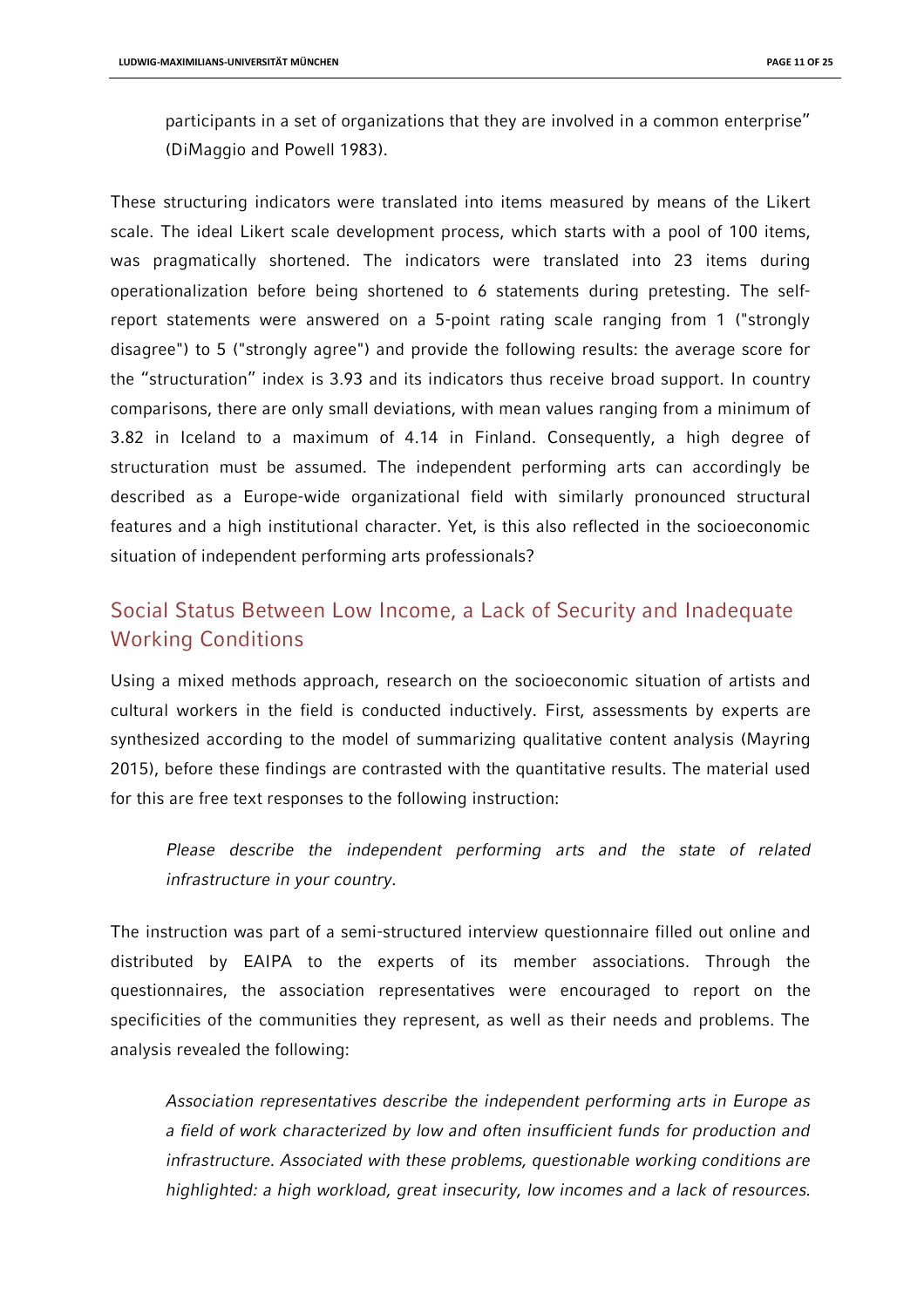> participants in a set of organizations that they are involved in a common enterprise" (DiMaggio and Powell 1983).

These structuring indicators were translated into items measured by means of the Likert scale. The ideal Likert scale development process, which starts with a pool of 100 items, was pragmatically shortened. The indicators were translated into 23 items during operationalization before being shortened to 6 statements during pretesting. The self-report statements were answered on a 5-point rating scale ranging from 1 ("strongly disagree") to 5 ("strongly agree") and provide the following results: the average score for the "structuration" index is 3.93 and its indicators thus receive broad support. In country comparisons, there are only small deviations, with mean values ranging from a minimum of 3.82 in Iceland to a maximum of 4.14 in Finland. Consequently, a high degree of structuration must be assumed. The independent performing arts can accordingly be described as a Europe-wide organizational field with similarly pronounced structural features and a high institutional character. Yet, is this also reflected in the socioeconomic situation of independent performing arts professionals?

## Social Status Between Low Income, a Lack of Security and Inadequate Working Conditions

Using a mixed methods approach, research on the socioeconomic situation of artists and cultural workers in the field is conducted inductively. First, assessments by experts are synthesized according to the model of summarizing qualitative content analysis (Mayring 2015), before these findings are contrasted with the quantitative results. The material used for this are free text responses to the following instruction:

> *Please describe the independent performing arts and the state of related infrastructure in your country.*

The instruction was part of a semi-structured interview questionnaire filled out online and distributed by EAIPA to the experts of its member associations. Through the questionnaires, the association representatives were encouraged to report on the specificities of the communities they represent, as well as their needs and problems. The analysis revealed the following:

> *Association representatives describe the independent performing arts in Europe as a field of work characterized by low and often insufficient funds for production and infrastructure. Associated with these problems, questionable working conditions are highlighted: a high workload, great insecurity, low incomes and a lack of resources.*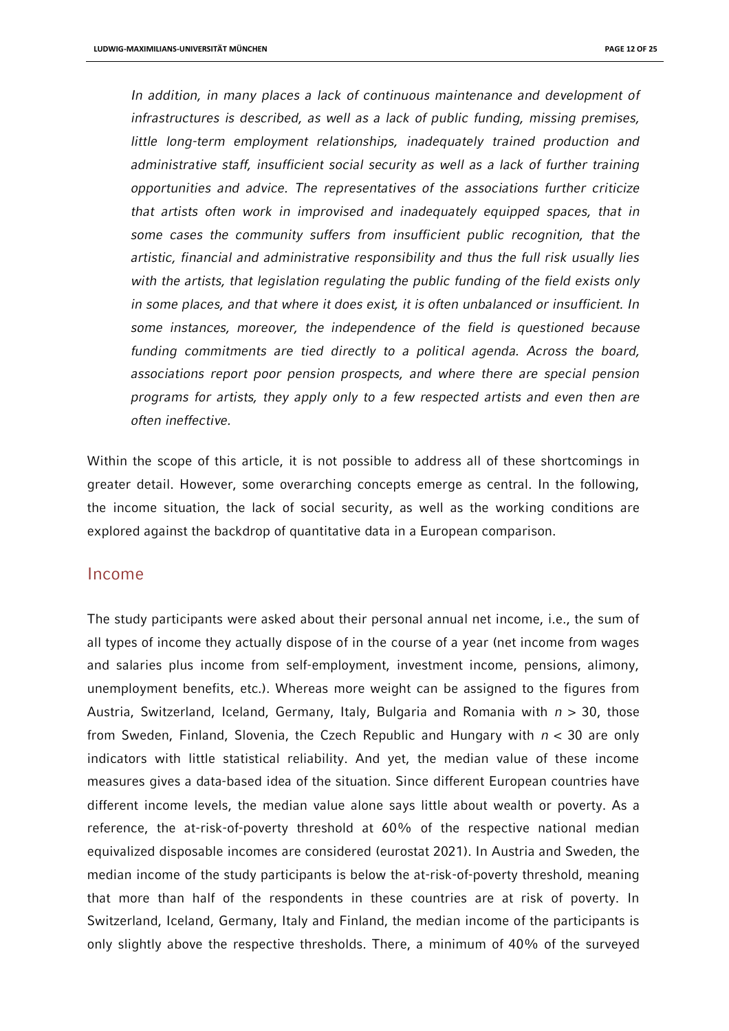*In addition, in many places a lack of continuous maintenance and development of infrastructures is described, as well as a lack of public funding, missing premises, little long-term employment relationships, inadequately trained production and administrative staff, insufficient social security as well as a lack of further training opportunities and advice. The representatives of the associations further criticize that artists often work in improvised and inadequately equipped spaces, that in some cases the community suffers from insufficient public recognition, that the artistic, financial and administrative responsibility and thus the full risk usually lies with the artists, that legislation regulating the public funding of the field exists only in some places, and that where it does exist, it is often unbalanced or insufficient. In some instances, moreover, the independence of the field is questioned because funding commitments are tied directly to a political agenda. Across the board, associations report poor pension prospects, and where there are special pension programs for artists, they apply only to a few respected artists and even then are often ineffective.*

Within the scope of this article, it is not possible to address all of these shortcomings in greater detail. However, some overarching concepts emerge as central. In the following, the income situation, the lack of social security, as well as the working conditions are explored against the backdrop of quantitative data in a European comparison.

## Income

The study participants were asked about their personal annual net income, i.e., the sum of all types of income they actually dispose of in the course of a year (net income from wages and salaries plus income from self-employment, investment income, pensions, alimony, unemployment benefits, etc.). Whereas more weight can be assigned to the figures from Austria, Switzerland, Iceland, Germany, Italy, Bulgaria and Romania with $n > 30$, those from Sweden, Finland, Slovenia, the Czech Republic and Hungary with $n < 30$ are only indicators with little statistical reliability. And yet, the median value of these income measures gives a data-based idea of the situation. Since different European countries have different income levels, the median value alone says little about wealth or poverty. As a reference, the at-risk-of-poverty threshold at 60% of the respective national median equivalized disposable incomes are considered (eurostat 2021). In Austria and Sweden, the median income of the study participants is below the at-risk-of-poverty threshold, meaning that more than half of the respondents in these countries are at risk of poverty. In Switzerland, Iceland, Germany, Italy and Finland, the median income of the participants is only slightly above the respective thresholds. There, a minimum of 40% of the surveyed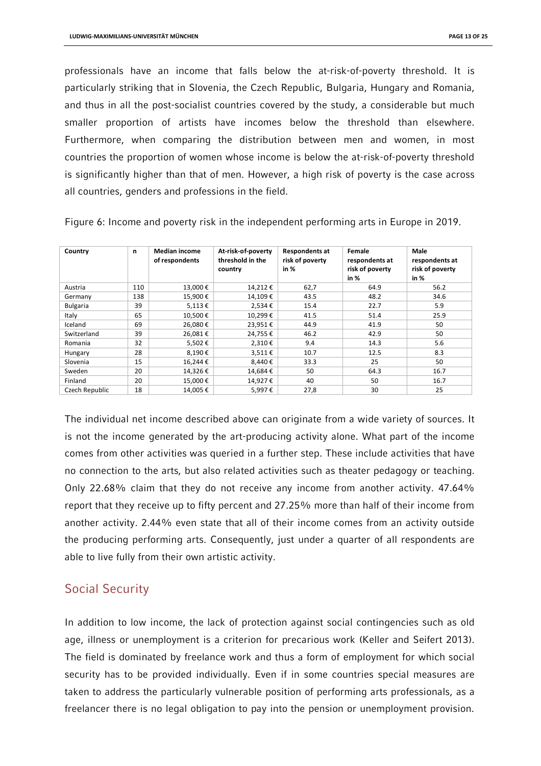professionals have an income that falls below the at-risk-of-poverty threshold. It is particularly striking that in Slovenia, the Czech Republic, Bulgaria, Hungary and Romania, and thus in all the post-socialist countries covered by the study, a considerable but much smaller proportion of artists have incomes below the threshold than elsewhere. Furthermore, when comparing the distribution between men and women, in most countries the proportion of women whose income is below the at-risk-of-poverty threshold is significantly higher than that of men. However, a high risk of poverty is the case across all countries, genders and professions in the field.

Figure 6: Income and poverty risk in the independent performing arts in Europe in 2019.

| Country | n | Median income of respondents | At-risk-of-poverty threshold in the country | Respondents at risk of poverty in % | Female respondents at risk of poverty in % | Male respondents at risk of poverty in % |
|---|---|---|---|---|---|---|
| Austria | 110 | 13,000 € | 14,212 € | 62,7 | 64.9 | 56.2 |
| Germany | 138 | 15,900 € | 14,109 € | 43.5 | 48.2 | 34.6 |
| Bulgaria | 39 | 5,113 € | 2,534 € | 15.4 | 22.7 | 5.9 |
| Italy | 65 | 10,500 € | 10,299 € | 41.5 | 51.4 | 25.9 |
| Iceland | 69 | 26,080 € | 23,951 € | 44.9 | 41.9 | 50 |
| Switzerland | 39 | 26,081 € | 24,755 € | 46.2 | 42.9 | 50 |
| Romania | 32 | 5,502 € | 2,310 € | 9.4 | 14.3 | 5.6 |
| Hungary | 28 | 8,190 € | 3,511 € | 10.7 | 12.5 | 8.3 |
| Slovenia | 15 | 16,244 € | 8,440 € | 33.3 | 25 | 50 |
| Sweden | 20 | 14,326 € | 14,684 € | 50 | 64.3 | 16.7 |
| Finland | 20 | 15,000 € | 14,927 € | 40 | 50 | 16.7 |
| Czech Republic | 18 | 14,005 € | 5,997 € | 27,8 | 30 | 25 |

The individual net income described above can originate from a wide variety of sources. It is not the income generated by the art-producing activity alone. What part of the income comes from other activities was queried in a further step. These include activities that have no connection to the arts, but also related activities such as theater pedagogy or teaching. Only 22.68% claim that they do not receive any income from another activity. 47.64% report that they receive up to fifty percent and 27.25% more than half of their income from another activity. 2.44% even state that all of their income comes from an activity outside the producing performing arts. Consequently, just under a quarter of all respondents are able to live fully from their own artistic activity.

## Social Security

In addition to low income, the lack of protection against social contingencies such as old age, illness or unemployment is a criterion for precarious work (Keller and Seifert 2013). The field is dominated by freelance work and thus a form of employment for which social security has to be provided individually. Even if in some countries special measures are taken to address the particularly vulnerable position of performing arts professionals, as a freelancer there is no legal obligation to pay into the pension or unemployment provision.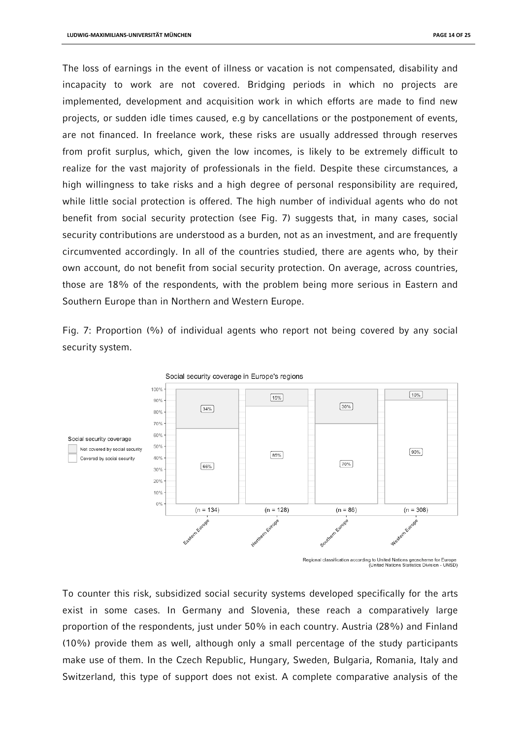The loss of earnings in the event of illness or vacation is not compensated, disability and incapacity to work are not covered. Bridging periods in which no projects are implemented, development and acquisition work in which efforts are made to find new projects, or sudden idle times caused, e.g by cancellations or the postponement of events, are not financed. In freelance work, these risks are usually addressed through reserves from profit surplus, which, given the low incomes, is likely to be extremely difficult to realize for the vast majority of professionals in the field. Despite these circumstances, a high willingness to take risks and a high degree of personal responsibility are required, while little social protection is offered. The high number of individual agents who do not benefit from social security protection (see Fig. 7) suggests that, in many cases, social security contributions are understood as a burden, not as an investment, and are frequently circumvented accordingly. In all of the countries studied, there are agents who, by their own account, do not benefit from social security protection. On average, across countries, those are 18% of the respondents, with the problem being more serious in Eastern and Southern Europe than in Northern and Western Europe.

Fig. 7: Proportion (%) of individual agents who report not being covered by any social security system.

Social security coverage in Europe's regions

Social security coverage
Not covered by social security
Covered by social security

100%
90%
80%
70%
60%
50%
40%
30%
20%
10%
0%

34%
66%
(n = 134)
Eastern Europe

15%
85%
(n = 128)
Northern Europe

30%
70%
(n = 86)
Southern Europe

10%
90%
(n = 308)
Western Europe

Regional classification according to United Nations geoscheme for Europe (United Nations Statistics Division - UNSD)

To counter this risk, subsidized social security systems developed specifically for the arts exist in some cases. In Germany and Slovenia, these reach a comparatively large proportion of the respondents, just under 50% in each country. Austria (28%) and Finland (10%) provide them as well, although only a small percentage of the study participants make use of them. In the Czech Republic, Hungary, Sweden, Bulgaria, Romania, Italy and Switzerland, this type of support does not exist. A complete comparative analysis of the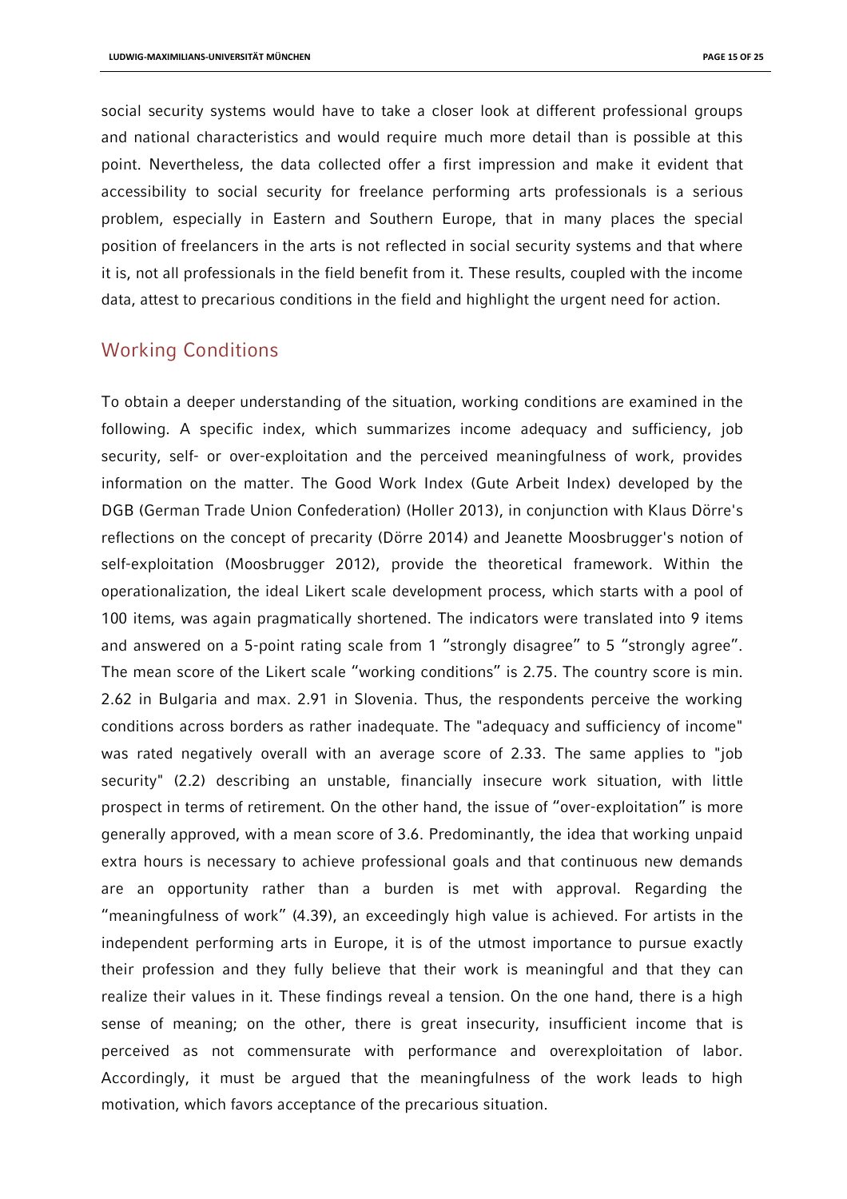social security systems would have to take a closer look at different professional groups and national characteristics and would require much more detail than is possible at this point. Nevertheless, the data collected offer a first impression and make it evident that accessibility to social security for freelance performing arts professionals is a serious problem, especially in Eastern and Southern Europe, that in many places the special position of freelancers in the arts is not reflected in social security systems and that where it is, not all professionals in the field benefit from it. These results, coupled with the income data, attest to precarious conditions in the field and highlight the urgent need for action.

## Working Conditions

To obtain a deeper understanding of the situation, working conditions are examined in the following. A specific index, which summarizes income adequacy and sufficiency, job security, self- or over-exploitation and the perceived meaningfulness of work, provides information on the matter. The Good Work Index (Gute Arbeit Index) developed by the DGB (German Trade Union Confederation) (Holler 2013), in conjunction with Klaus Dörre's reflections on the concept of precarity (Dörre 2014) and Jeanette Moosbrugger's notion of self-exploitation (Moosbrugger 2012), provide the theoretical framework. Within the operationalization, the ideal Likert scale development process, which starts with a pool of 100 items, was again pragmatically shortened. The indicators were translated into 9 items and answered on a 5-point rating scale from 1 "strongly disagree" to 5 "strongly agree". The mean score of the Likert scale "working conditions" is 2.75. The country score is min. 2.62 in Bulgaria and max. 2.91 in Slovenia. Thus, the respondents perceive the working conditions across borders as rather inadequate. The "adequacy and sufficiency of income" was rated negatively overall with an average score of 2.33. The same applies to "job security" (2.2) describing an unstable, financially insecure work situation, with little prospect in terms of retirement. On the other hand, the issue of "over-exploitation" is more generally approved, with a mean score of 3.6. Predominantly, the idea that working unpaid extra hours is necessary to achieve professional goals and that continuous new demands are an opportunity rather than a burden is met with approval. Regarding the "meaningfulness of work" (4.39), an exceedingly high value is achieved. For artists in the independent performing arts in Europe, it is of the utmost importance to pursue exactly their profession and they fully believe that their work is meaningful and that they can realize their values in it. These findings reveal a tension. On the one hand, there is a high sense of meaning; on the other, there is great insecurity, insufficient income that is perceived as not commensurate with performance and overexploitation of labor. Accordingly, it must be argued that the meaningfulness of the work leads to high motivation, which favors acceptance of the precarious situation.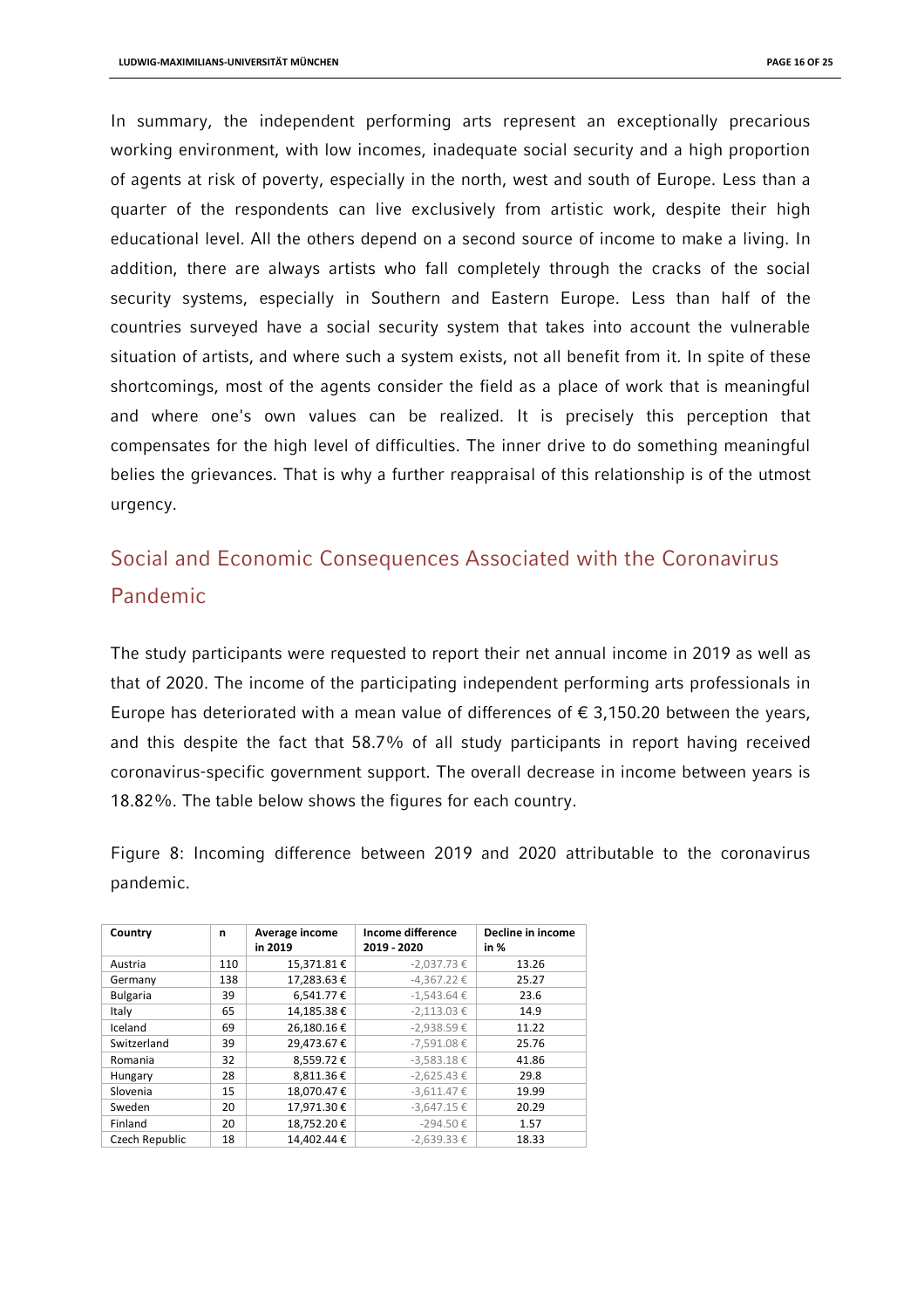In summary, the independent performing arts represent an exceptionally precarious working environment, with low incomes, inadequate social security and a high proportion of agents at risk of poverty, especially in the north, west and south of Europe. Less than a quarter of the respondents can live exclusively from artistic work, despite their high educational level. All the others depend on a second source of income to make a living. In addition, there are always artists who fall completely through the cracks of the social security systems, especially in Southern and Eastern Europe. Less than half of the countries surveyed have a social security system that takes into account the vulnerable situation of artists, and where such a system exists, not all benefit from it. In spite of these shortcomings, most of the agents consider the field as a place of work that is meaningful and where one's own values can be realized. It is precisely this perception that compensates for the high level of difficulties. The inner drive to do something meaningful belies the grievances. That is why a further reappraisal of this relationship is of the utmost urgency.

## Social and Economic Consequences Associated with the Coronavirus Pandemic

The study participants were requested to report their net annual income in 2019 as well as that of 2020. The income of the participating independent performing arts professionals in Europe has deteriorated with a mean value of differences of € 3,150.20 between the years, and this despite the fact that 58.7% of all study participants in report having received coronavirus-specific government support. The overall decrease in income between years is 18.82%. The table below shows the figures for each country.

Figure 8: Incoming difference between 2019 and 2020 attributable to the coronavirus pandemic.

| Country | n | Average income in 2019 | Income difference 2019 - 2020 | Decline in income in % |
|---|---|---|---|---|
| Austria | 110 | 15,371.81 € | -2,037.73 € | 13.26 |
| Germany | 138 | 17,283.63 € | -4,367.22 € | 25.27 |
| Bulgaria | 39 | 6,541.77 € | -1,543.64 € | 23.6 |
| Italy | 65 | 14,185.38 € | -2,113.03 € | 14.9 |
| Iceland | 69 | 26,180.16 € | -2,938.59 € | 11.22 |
| Switzerland | 39 | 29,473.67 € | -7,591.08 € | 25.76 |
| Romania | 32 | 8,559.72 € | -3,583.18 € | 41.86 |
| Hungary | 28 | 8,811.36 € | -2,625.43 € | 29.8 |
| Slovenia | 15 | 18,070.47 € | -3,611.47 € | 19.99 |
| Sweden | 20 | 17,971.30 € | -3,647.15 € | 20.29 |
| Finland | 20 | 18,752.20 € | -294.50 € | 1.57 |
| Czech Republic | 18 | 14,402.44 € | -2,639.33 € | 18.33 |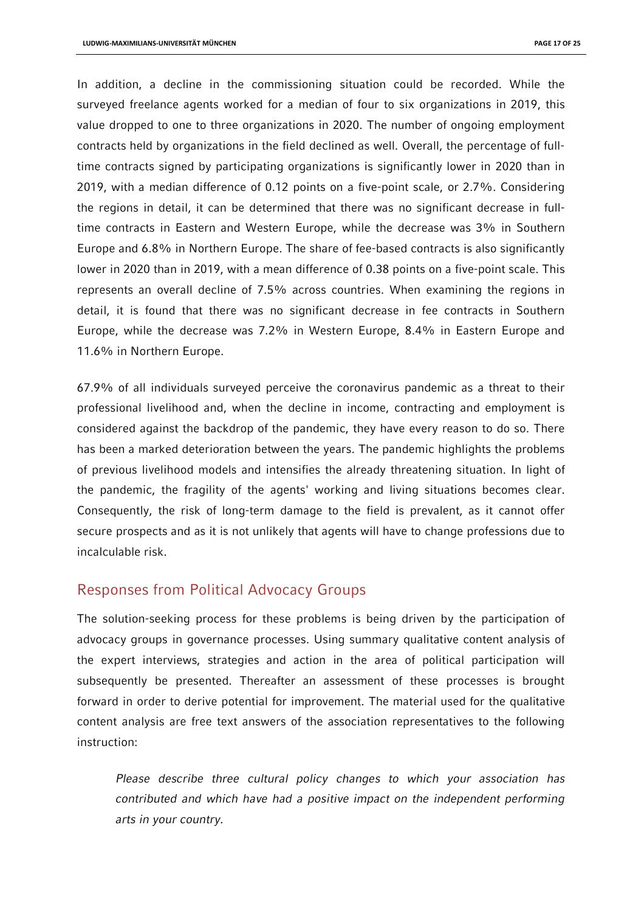In addition, a decline in the commissioning situation could be recorded. While the surveyed freelance agents worked for a median of four to six organizations in 2019, this value dropped to one to three organizations in 2020. The number of ongoing employment contracts held by organizations in the field declined as well. Overall, the percentage of full-time contracts signed by participating organizations is significantly lower in 2020 than in 2019, with a median difference of 0.12 points on a five-point scale, or 2.7%. Considering the regions in detail, it can be determined that there was no significant decrease in full-time contracts in Eastern and Western Europe, while the decrease was 3% in Southern Europe and 6.8% in Northern Europe. The share of fee-based contracts is also significantly lower in 2020 than in 2019, with a mean difference of 0.38 points on a five-point scale. This represents an overall decline of 7.5% across countries. When examining the regions in detail, it is found that there was no significant decrease in fee contracts in Southern Europe, while the decrease was 7.2% in Western Europe, 8.4% in Eastern Europe and 11.6% in Northern Europe.

67.9% of all individuals surveyed perceive the coronavirus pandemic as a threat to their professional livelihood and, when the decline in income, contracting and employment is considered against the backdrop of the pandemic, they have every reason to do so. There has been a marked deterioration between the years. The pandemic highlights the problems of previous livelihood models and intensifies the already threatening situation. In light of the pandemic, the fragility of the agents' working and living situations becomes clear. Consequently, the risk of long-term damage to the field is prevalent, as it cannot offer secure prospects and as it is not unlikely that agents will have to change professions due to incalculable risk.

## Responses from Political Advocacy Groups

The solution-seeking process for these problems is being driven by the participation of advocacy groups in governance processes. Using summary qualitative content analysis of the expert interviews, strategies and action in the area of political participation will subsequently be presented. Thereafter an assessment of these processes is brought forward in order to derive potential for improvement. The material used for the qualitative content analysis are free text answers of the association representatives to the following instruction:

> *Please describe three cultural policy changes to which your association has contributed and which have had a positive impact on the independent performing arts in your country.*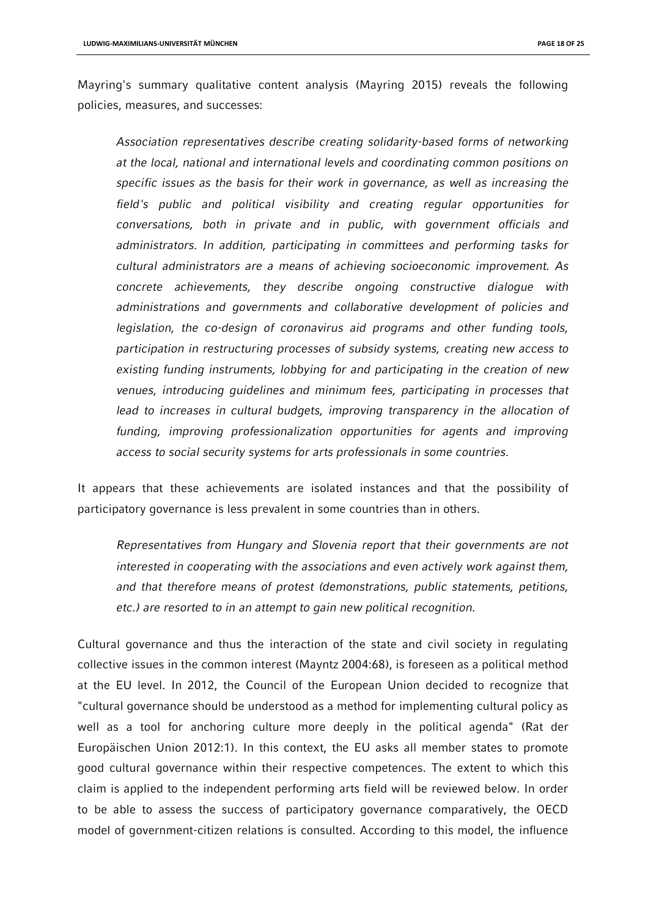Mayring's summary qualitative content analysis (Mayring 2015) reveals the following policies, measures, and successes:

> *Association representatives describe creating solidarity-based forms of networking at the local, national and international levels and coordinating common positions on specific issues as the basis for their work in governance, as well as increasing the field's public and political visibility and creating regular opportunities for conversations, both in private and in public, with government officials and administrators. In addition, participating in committees and performing tasks for cultural administrators are a means of achieving socioeconomic improvement. As concrete achievements, they describe ongoing constructive dialogue with administrations and governments and collaborative development of policies and legislation, the co-design of coronavirus aid programs and other funding tools, participation in restructuring processes of subsidy systems, creating new access to existing funding instruments, lobbying for and participating in the creation of new venues, introducing guidelines and minimum fees, participating in processes that lead to increases in cultural budgets, improving transparency in the allocation of funding, improving professionalization opportunities for agents and improving access to social security systems for arts professionals in some countries.*

It appears that these achievements are isolated instances and that the possibility of participatory governance is less prevalent in some countries than in others.

> *Representatives from Hungary and Slovenia report that their governments are not interested in cooperating with the associations and even actively work against them, and that therefore means of protest (demonstrations, public statements, petitions, etc.) are resorted to in an attempt to gain new political recognition.*

Cultural governance and thus the interaction of the state and civil society in regulating collective issues in the common interest (Mayntz 2004:68), is foreseen as a political method at the EU level. In 2012, the Council of the European Union decided to recognize that "cultural governance should be understood as a method for implementing cultural policy as well as a tool for anchoring culture more deeply in the political agenda" (Rat der Europäischen Union 2012:1). In this context, the EU asks all member states to promote good cultural governance within their respective competences. The extent to which this claim is applied to the independent performing arts field will be reviewed below. In order to be able to assess the success of participatory governance comparatively, the OECD model of government-citizen relations is consulted. According to this model, the influence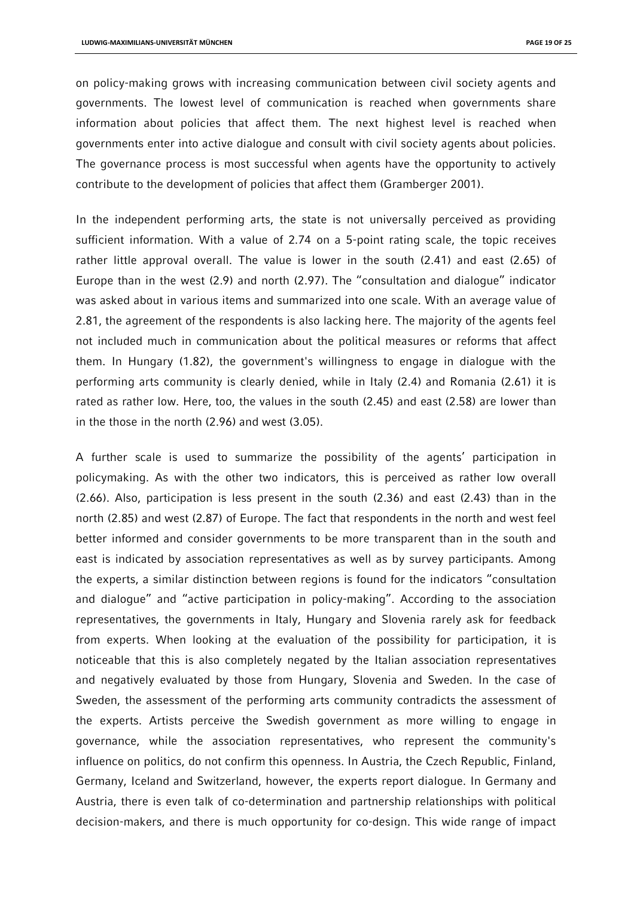on policy-making grows with increasing communication between civil society agents and governments. The lowest level of communication is reached when governments share information about policies that affect them. The next highest level is reached when governments enter into active dialogue and consult with civil society agents about policies. The governance process is most successful when agents have the opportunity to actively contribute to the development of policies that affect them (Gramberger 2001).

In the independent performing arts, the state is not universally perceived as providing sufficient information. With a value of 2.74 on a 5-point rating scale, the topic receives rather little approval overall. The value is lower in the south (2.41) and east (2.65) of Europe than in the west (2.9) and north (2.97). The "consultation and dialogue" indicator was asked about in various items and summarized into one scale. With an average value of 2.81, the agreement of the respondents is also lacking here. The majority of the agents feel not included much in communication about the political measures or reforms that affect them. In Hungary (1.82), the government's willingness to engage in dialogue with the performing arts community is clearly denied, while in Italy (2.4) and Romania (2.61) it is rated as rather low. Here, too, the values in the south (2.45) and east (2.58) are lower than in the those in the north (2.96) and west (3.05).

A further scale is used to summarize the possibility of the agents' participation in policymaking. As with the other two indicators, this is perceived as rather low overall (2.66). Also, participation is less present in the south (2.36) and east (2.43) than in the north (2.85) and west (2.87) of Europe. The fact that respondents in the north and west feel better informed and consider governments to be more transparent than in the south and east is indicated by association representatives as well as by survey participants. Among the experts, a similar distinction between regions is found for the indicators "consultation and dialogue" and "active participation in policy-making". According to the association representatives, the governments in Italy, Hungary and Slovenia rarely ask for feedback from experts. When looking at the evaluation of the possibility for participation, it is noticeable that this is also completely negated by the Italian association representatives and negatively evaluated by those from Hungary, Slovenia and Sweden. In the case of Sweden, the assessment of the performing arts community contradicts the assessment of the experts. Artists perceive the Swedish government as more willing to engage in governance, while the association representatives, who represent the community's influence on politics, do not confirm this openness. In Austria, the Czech Republic, Finland, Germany, Iceland and Switzerland, however, the experts report dialogue. In Germany and Austria, there is even talk of co-determination and partnership relationships with political decision-makers, and there is much opportunity for co-design. This wide range of impact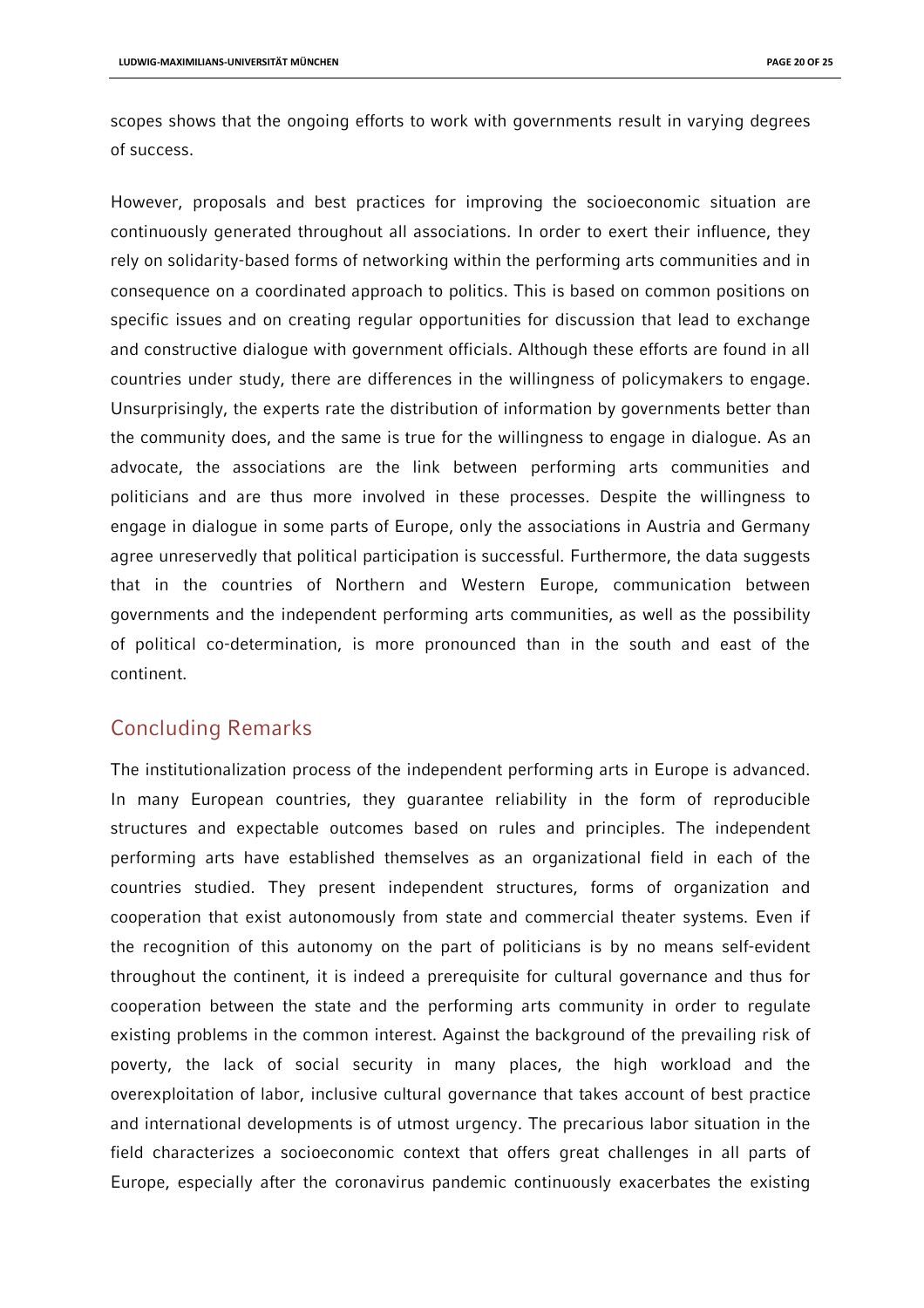scopes shows that the ongoing efforts to work with governments result in varying degrees of success.

However, proposals and best practices for improving the socioeconomic situation are continuously generated throughout all associations. In order to exert their influence, they rely on solidarity-based forms of networking within the performing arts communities and in consequence on a coordinated approach to politics. This is based on common positions on specific issues and on creating regular opportunities for discussion that lead to exchange and constructive dialogue with government officials. Although these efforts are found in all countries under study, there are differences in the willingness of policymakers to engage. Unsurprisingly, the experts rate the distribution of information by governments better than the community does, and the same is true for the willingness to engage in dialogue. As an advocate, the associations are the link between performing arts communities and politicians and are thus more involved in these processes. Despite the willingness to engage in dialogue in some parts of Europe, only the associations in Austria and Germany agree unreservedly that political participation is successful. Furthermore, the data suggests that in the countries of Northern and Western Europe, communication between governments and the independent performing arts communities, as well as the possibility of political co-determination, is more pronounced than in the south and east of the continent.

## Concluding Remarks

The institutionalization process of the independent performing arts in Europe is advanced. In many European countries, they guarantee reliability in the form of reproducible structures and expectable outcomes based on rules and principles. The independent performing arts have established themselves as an organizational field in each of the countries studied. They present independent structures, forms of organization and cooperation that exist autonomously from state and commercial theater systems. Even if the recognition of this autonomy on the part of politicians is by no means self-evident throughout the continent, it is indeed a prerequisite for cultural governance and thus for cooperation between the state and the performing arts community in order to regulate existing problems in the common interest. Against the background of the prevailing risk of poverty, the lack of social security in many places, the high workload and the overexploitation of labor, inclusive cultural governance that takes account of best practice and international developments is of utmost urgency. The precarious labor situation in the field characterizes a socioeconomic context that offers great challenges in all parts of Europe, especially after the coronavirus pandemic continuously exacerbates the existing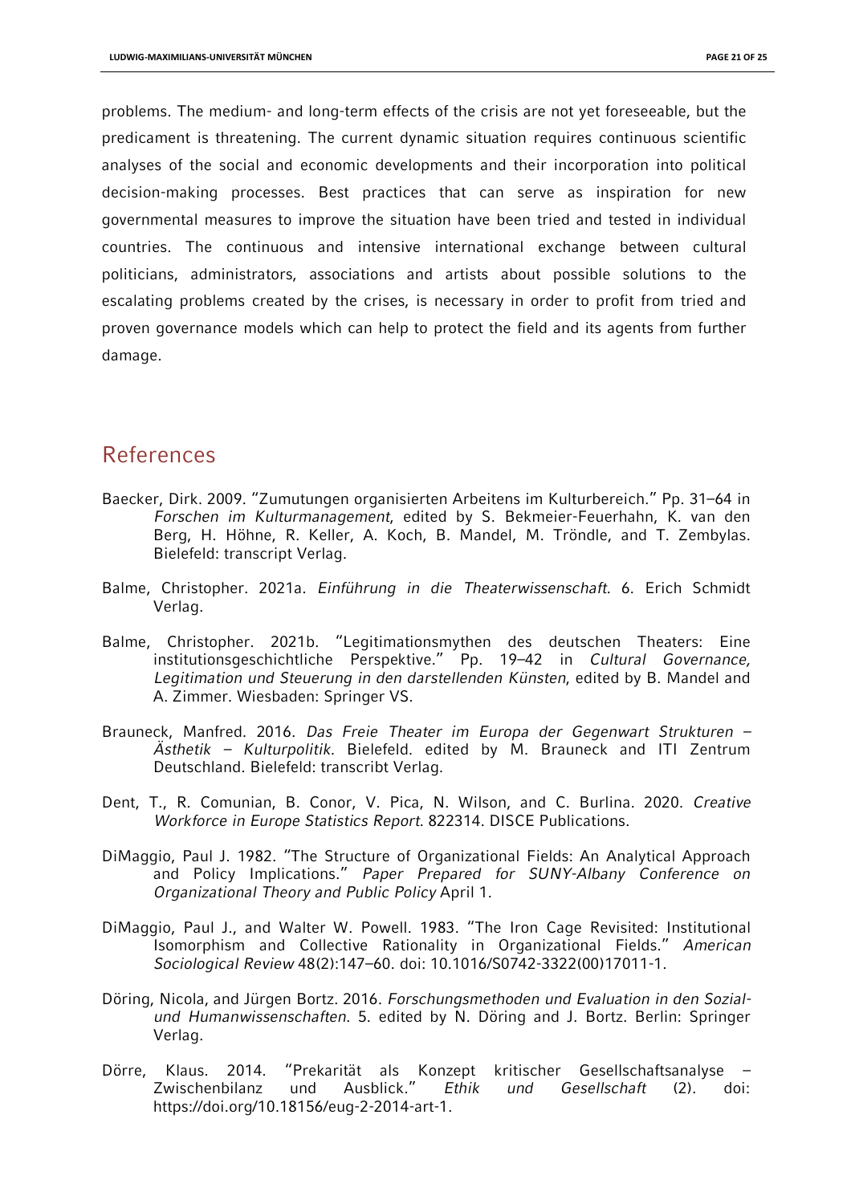problems. The medium- and long-term effects of the crisis are not yet foreseeable, but the predicament is threatening. The current dynamic situation requires continuous scientific analyses of the social and economic developments and their incorporation into political decision-making processes. Best practices that can serve as inspiration for new governmental measures to improve the situation have been tried and tested in individual countries. The continuous and intensive international exchange between cultural politicians, administrators, associations and artists about possible solutions to the escalating problems created by the crises, is necessary in order to profit from tried and proven governance models which can help to protect the field and its agents from further damage.

## References

Baecker, Dirk. 2009. "Zumutungen organisierten Arbeitens im Kulturbereich." Pp. 31–64 in *Forschen im Kulturmanagement*, edited by S. Bekmeier-Feuerhahn, K. van den Berg, H. Höhne, R. Keller, A. Koch, B. Mandel, M. Tröndle, and T. Zembylas. Bielefeld: transcript Verlag.

Balme, Christopher. 2021a. *Einführung in die Theaterwissenschaft*. 6. Erich Schmidt Verlag.

Balme, Christopher. 2021b. "Legitimationsmythen des deutschen Theaters: Eine institutionsgeschichtliche Perspektive." Pp. 19–42 in *Cultural Governance, Legitimation und Steuerung in den darstellenden Künsten*, edited by B. Mandel and A. Zimmer. Wiesbaden: Springer VS.

Brauneck, Manfred. 2016. *Das Freie Theater im Europa der Gegenwart Strukturen – Ästhetik – Kulturpolitik*. Bielefeld. edited by M. Brauneck and ITI Zentrum Deutschland. Bielefeld: transcribt Verlag.

Dent, T., R. Comunian, B. Conor, V. Pica, N. Wilson, and C. Burlina. 2020. *Creative Workforce in Europe Statistics Report*. 822314. DISCE Publications.

DiMaggio, Paul J. 1982. "The Structure of Organizational Fields: An Analytical Approach and Policy Implications." *Paper Prepared for SUNY-Albany Conference on Organizational Theory and Public Policy* April 1.

DiMaggio, Paul J., and Walter W. Powell. 1983. "The Iron Cage Revisited: Institutional Isomorphism and Collective Rationality in Organizational Fields." *American Sociological Review* 48(2):147–60. doi: 10.1016/S0742-3322(00)17011-1.

Döring, Nicola, and Jürgen Bortz. 2016. *Forschungsmethoden und Evaluation in den Sozial- und Humanwissenschaften*. 5. edited by N. Döring and J. Bortz. Berlin: Springer Verlag.

Dörre, Klaus. 2014. "Prekarität als Konzept kritischer Gesellschaftsanalyse – Zwischenbilanz und Ausblick." *Ethik und Gesellschaft* (2). doi: https://doi.org/10.18156/eug-2-2014-art-1.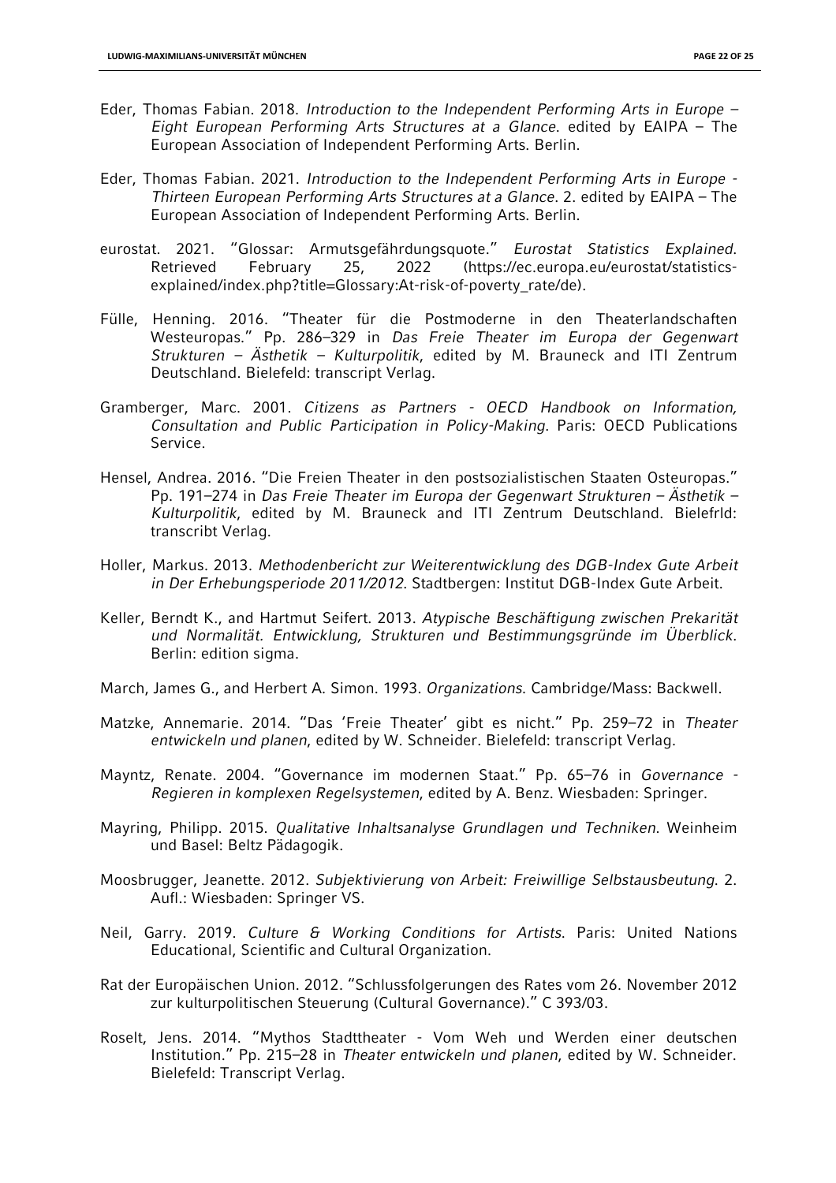Eder, Thomas Fabian. 2018. *Introduction to the Independent Performing Arts in Europe – Eight European Performing Arts Structures at a Glance*. edited by EAIPA – The European Association of Independent Performing Arts. Berlin.

Eder, Thomas Fabian. 2021. *Introduction to the Independent Performing Arts in Europe - Thirteen European Performing Arts Structures at a Glance*. 2. edited by EAIPA – The European Association of Independent Performing Arts. Berlin.

eurostat. 2021. "Glossar: Armutsgefährdungsquote." *Eurostat Statistics Explained*. Retrieved February 25, 2022 (https://ec.europa.eu/eurostat/statistics-explained/index.php?title=Glossary:At-risk-of-poverty_rate/de).

Fülle, Henning. 2016. "Theater für die Postmoderne in den Theaterlandschaften Westeuropas." Pp. 286–329 in *Das Freie Theater im Europa der Gegenwart Strukturen – Ästhetik – Kulturpolitik*, edited by M. Brauneck and ITI Zentrum Deutschland. Bielefeld: transcript Verlag.

Gramberger, Marc. 2001. *Citizens as Partners - OECD Handbook on Information, Consultation and Public Participation in Policy-Making*. Paris: OECD Publications Service.

Hensel, Andrea. 2016. "Die Freien Theater in den postsozialistischen Staaten Osteuropas." Pp. 191–274 in *Das Freie Theater im Europa der Gegenwart Strukturen – Ästhetik – Kulturpolitik*, edited by M. Brauneck and ITI Zentrum Deutschland. Bielefrld: transcribt Verlag.

Holler, Markus. 2013. *Methodenbericht zur Weiterentwicklung des DGB-Index Gute Arbeit in Der Erhebungsperiode 2011/2012*. Stadtbergen: Institut DGB-Index Gute Arbeit.

Keller, Berndt K., and Hartmut Seifert. 2013. *Atypische Beschäftigung zwischen Prekarität und Normalität. Entwicklung, Strukturen und Bestimmungsgründe im Überblick*. Berlin: edition sigma.

March, James G., and Herbert A. Simon. 1993. *Organizations*. Cambridge/Mass: Backwell.

Matzke, Annemarie. 2014. "Das 'Freie Theater' gibt es nicht." Pp. 259–72 in *Theater entwickeln und planen*, edited by W. Schneider. Bielefeld: transcript Verlag.

Mayntz, Renate. 2004. "Governance im modernen Staat." Pp. 65–76 in *Governance - Regieren in komplexen Regelsystemen*, edited by A. Benz. Wiesbaden: Springer.

Mayring, Philipp. 2015. *Qualitative Inhaltsanalyse Grundlagen und Techniken*. Weinheim und Basel: Beltz Pädagogik.

Moosbrugger, Jeanette. 2012. *Subjektivierung von Arbeit: Freiwillige Selbstausbeutung*. 2. Aufl.: Wiesbaden: Springer VS.

Neil, Garry. 2019. *Culture & Working Conditions for Artists*. Paris: United Nations Educational, Scientific and Cultural Organization.

Rat der Europäischen Union. 2012. "Schlussfolgerungen des Rates vom 26. November 2012 zur kulturpolitischen Steuerung (Cultural Governance)." C 393/03.

Roselt, Jens. 2014. "Mythos Stadttheater - Vom Weh und Werden einer deutschen Institution." Pp. 215–28 in *Theater entwickeln und planen*, edited by W. Schneider. Bielefeld: Transcript Verlag.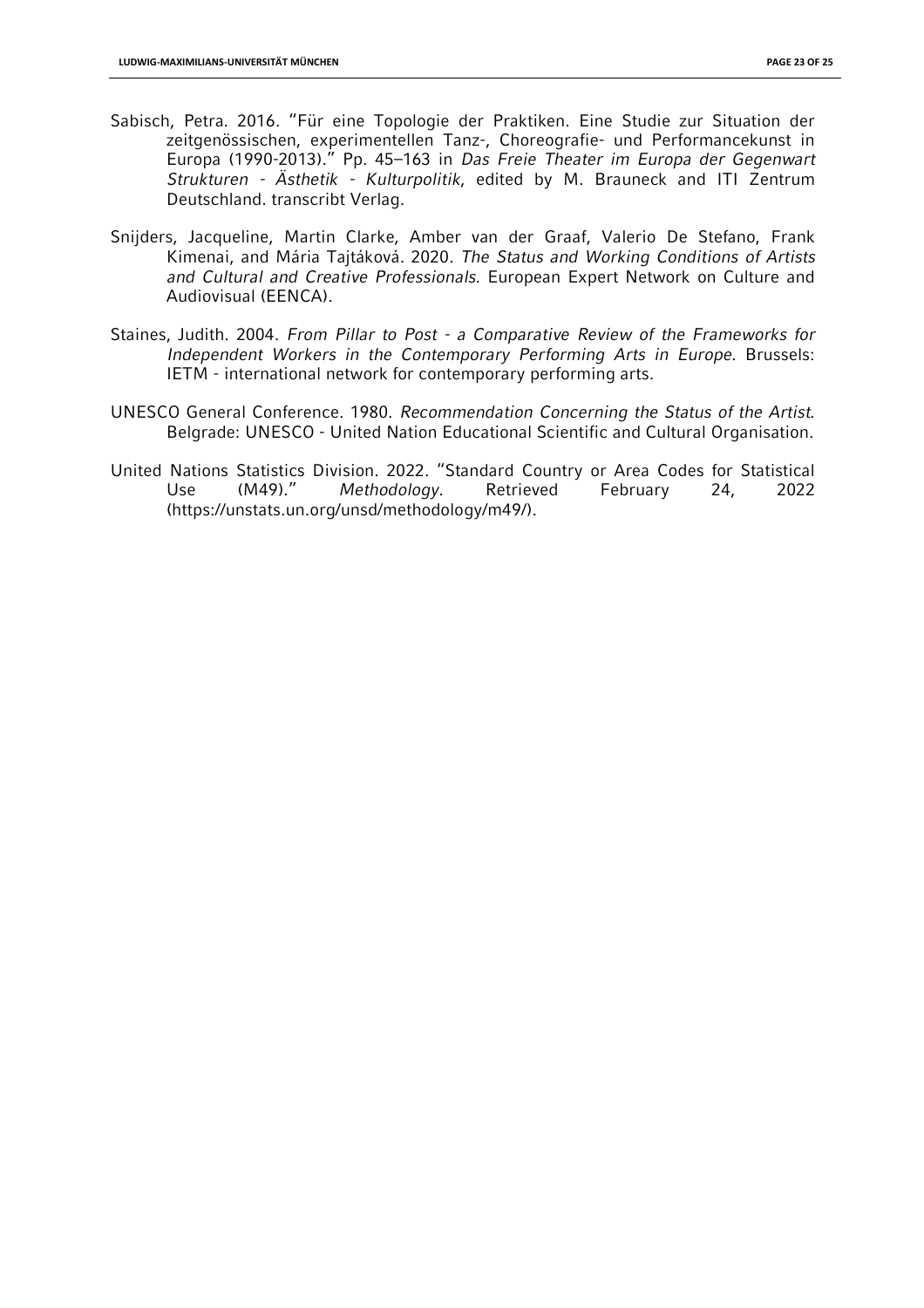Sabisch, Petra. 2016. "Für eine Topologie der Praktiken. Eine Studie zur Situation der zeitgenössischen, experimentellen Tanz-, Choreografie- und Performancekunst in Europa (1990-2013)." Pp. 45–163 in *Das Freie Theater im Europa der Gegenwart Strukturen - Ästhetik - Kulturpolitik*, edited by M. Brauneck and ITI Zentrum Deutschland. transcribt Verlag.

Snijders, Jacqueline, Martin Clarke, Amber van der Graaf, Valerio De Stefano, Frank Kimenai, and Mária Tajtáková. 2020. *The Status and Working Conditions of Artists and Cultural and Creative Professionals*. European Expert Network on Culture and Audiovisual (EENCA).

Staines, Judith. 2004. *From Pillar to Post - a Comparative Review of the Frameworks for Independent Workers in the Contemporary Performing Arts in Europe*. Brussels: IETM - international network for contemporary performing arts.

UNESCO General Conference. 1980. *Recommendation Concerning the Status of the Artist*. Belgrade: UNESCO - United Nation Educational Scientific and Cultural Organisation.

United Nations Statistics Division. 2022. "Standard Country or Area Codes for Statistical Use (M49)." *Methodology*. Retrieved February 24, 2022 (https://unstats.un.org/unsd/methodology/m49/).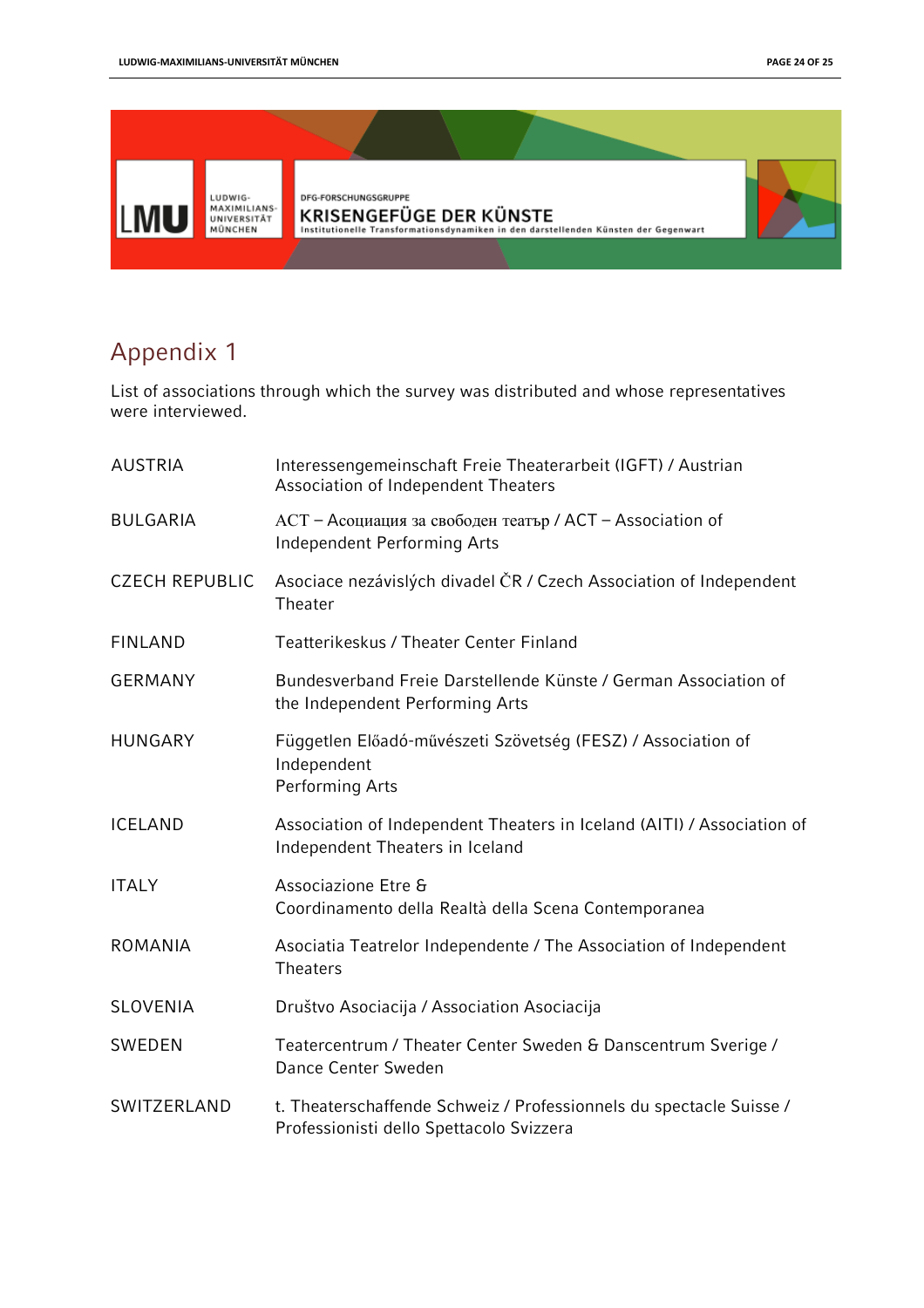# Appendix 1

List of associations through which the survey was distributed and whose representatives were interviewed.

| | |
|---|---|
| AUSTRIA | Interessengemeinschaft Freie Theaterarbeit (IGFT) / Austrian Association of Independent Theaters |
| BULGARIA | ACT – Асоциация за свободен театър / ACT – Association of Independent Performing Arts |
| CZECH REPUBLIC | Asociace nezávislých divadel ČR / Czech Association of Independent Theater |
| FINLAND | Teatterikeskus / Theater Center Finland |
| GERMANY | Bundesverband Freie Darstellende Künste / German Association of the Independent Performing Arts |
| HUNGARY | Független Előadó-művészeti Szövetség (FESZ) / Association of Independent Performing Arts |
| ICELAND | Association of Independent Theaters in Iceland (AITI) / Association of Independent Theaters in Iceland |
| ITALY | Associazione Etre & Coordinamento della Realtà della Scena Contemporanea |
| ROMANIA | Asociatia Teatrelor Independente / The Association of Independent Theaters |
| SLOVENIA | Društvo Asociacija / Association Asociacija |
| SWEDEN | Teatercentrum / Theater Center Sweden & Danscentrum Sverige / Dance Center Sweden |
| SWITZERLAND | t. Theaterschaffende Schweiz / Professionnels du spectacle Suisse / Professionisti dello Spettacolo Svizzera |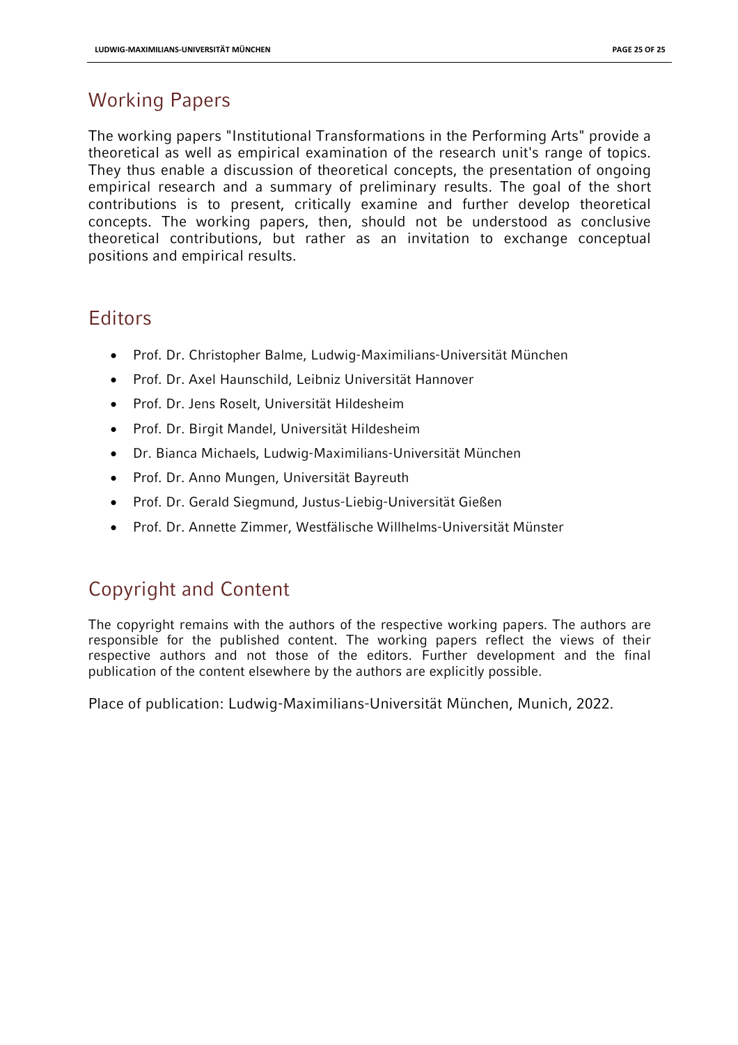## Working Papers

The working papers "Institutional Transformations in the Performing Arts" provide a theoretical as well as empirical examination of the research unit's range of topics. They thus enable a discussion of theoretical concepts, the presentation of ongoing empirical research and a summary of preliminary results. The goal of the short contributions is to present, critically examine and further develop theoretical concepts. The working papers, then, should not be understood as conclusive theoretical contributions, but rather as an invitation to exchange conceptual positions and empirical results.

## Editors

- Prof. Dr. Christopher Balme, Ludwig-Maximilians-Universität München
- Prof. Dr. Axel Haunschild, Leibniz Universität Hannover
- Prof. Dr. Jens Roselt, Universität Hildesheim
- Prof. Dr. Birgit Mandel, Universität Hildesheim
- Dr. Bianca Michaels, Ludwig-Maximilians-Universität München
- Prof. Dr. Anno Mungen, Universität Bayreuth
- Prof. Dr. Gerald Siegmund, Justus-Liebig-Universität Gießen
- Prof. Dr. Annette Zimmer, Westfälische Willhelms-Universität Münster

## Copyright and Content

The copyright remains with the authors of the respective working papers. The authors are responsible for the published content. The working papers reflect the views of their respective authors and not those of the editors. Further development and the final publication of the content elsewhere by the authors are explicitly possible.

Place of publication: Ludwig-Maximilians-Universität München, Munich, 2022.